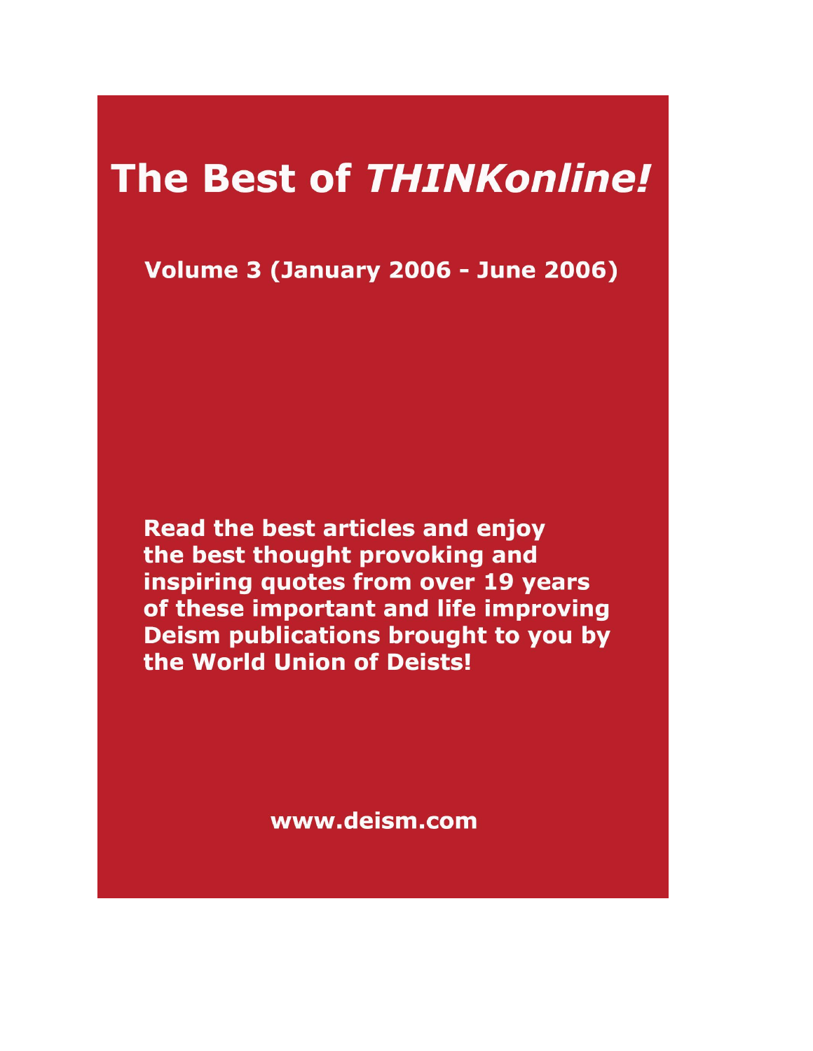# The Best of *THINKonline!*

**Volume 3 (January 2006 - June 2006)**

**Read the best articles and enjoy the best thought provoking and inspiring quotes from over 19 years of these important and life improving Deism publications brought to you by the World Union of Deists!**

**www.deism.com**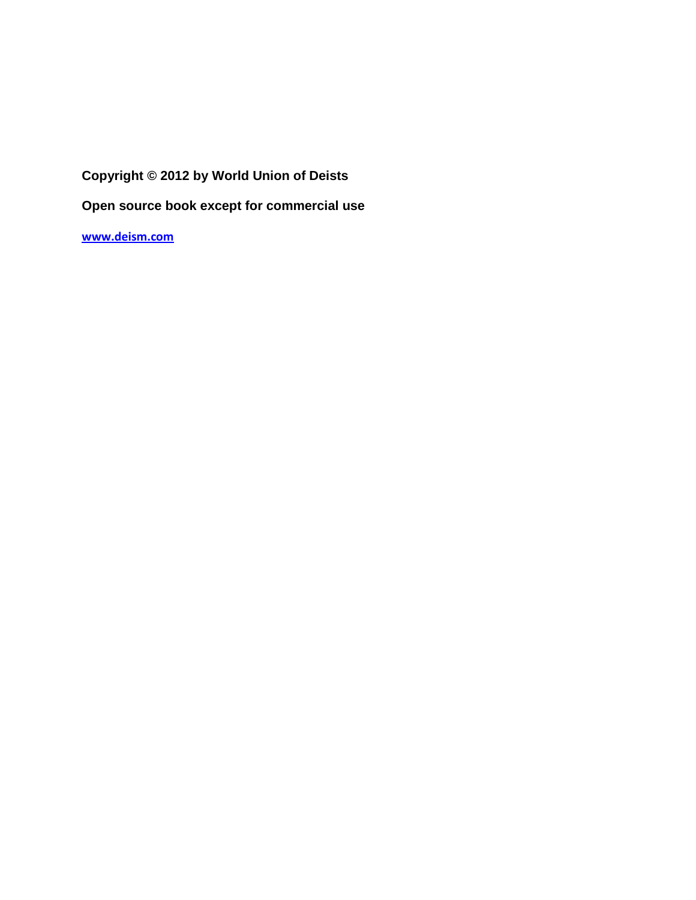**Copyright © 2012 by World Union of Deists**

**Open source book except for commercial use**

[**www.deism.com**](http://www.deism.com)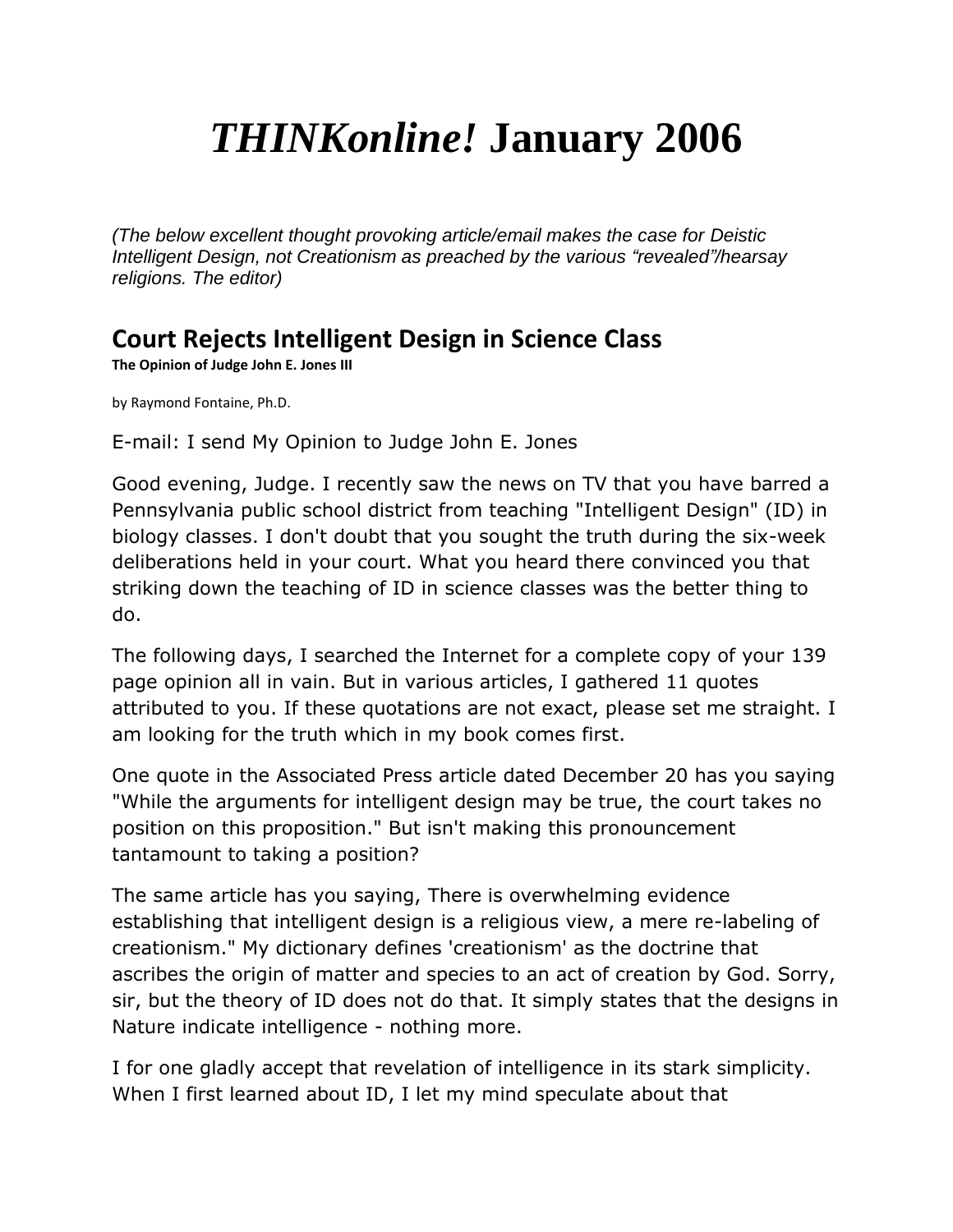# *THINKonline!* January 2006

*(The below excellent thought provoking article/email makes the case for Deistic Intelligent Design, not Creationism as preached by the various "revealed"/hearsay religions. The editor)*

## Court Rejects Intelligent Design in Science Class

**The Opinion of Judge John E. Jones III**

by Raymond Fontaine, Ph.D.

E-mail: I send My Opinion to Judge John E. Jones

Good evening, Judge. I recently saw the news on TV that you have barred a Pennsylvania public school district from teaching "Intelligent Design" (ID) in biology classes. I don't doubt that you sought the truth during the six-week deliberations held in your court. What you heard there convinced you that striking down the teaching of ID in science classes was the better thing to do.

The following days, I searched the Internet for a complete copy of your 139 page opinion all in vain. But in various articles, I gathered 11 quotes attributed to you. If these quotations are not exact, please set me straight. I am looking for the truth which in my book comes first.

One quote in the Associated Press article dated December 20 has you saying "While the arguments for intelligent design may be true, the court takes no position on this proposition." But isn't making this pronouncement tantamount to taking a position?

The same article has you saying, There is overwhelming evidence establishing that intelligent design is a religious view, a mere re-labeling of creationism." My dictionary defines 'creationism' as the doctrine that ascribes the origin of matter and species to an act of creation by God. Sorry, sir, but the theory of ID does not do that. It simply states that the designs in Nature indicate intelligence - nothing more.

I for one gladly accept that revelation of intelligence in its stark simplicity. When I first learned about ID, I let my mind speculate about that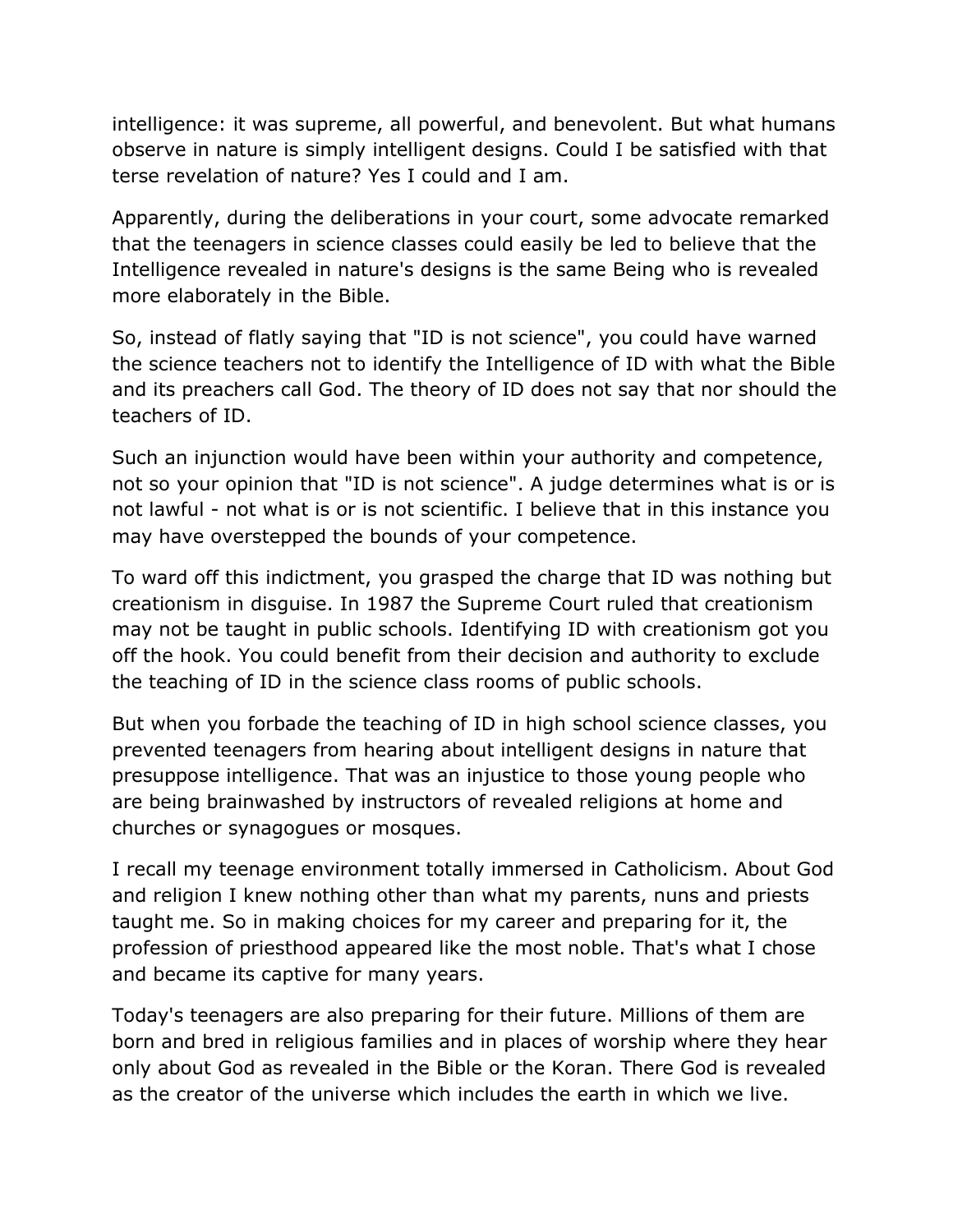intelligence: it was supreme, all powerful, and benevolent. But what humans observe in nature is simply intelligent designs. Could I be satisfied with that terse revelation of nature? Yes I could and I am.

Apparently, during the deliberations in your court, some advocate remarked that the teenagers in science classes could easily be led to believe that the Intelligence revealed in nature's designs is the same Being who is revealed more elaborately in the Bible.

So, instead of flatly saying that "ID is not science", you could have warned the science teachers not to identify the Intelligence of ID with what the Bible and its preachers call God. The theory of ID does not say that nor should the teachers of ID.

Such an injunction would have been within your authority and competence, not so your opinion that "ID is not science". A judge determines what is or is not lawful - not what is or is not scientific. I believe that in this instance you may have overstepped the bounds of your competence.

To ward off this indictment, you grasped the charge that ID was nothing but creationism in disguise. In 1987 the Supreme Court ruled that creationism may not be taught in public schools. Identifying ID with creationism got you off the hook. You could benefit from their decision and authority to exclude the teaching of ID in the science class rooms of public schools.

But when you forbade the teaching of ID in high school science classes, you prevented teenagers from hearing about intelligent designs in nature that presuppose intelligence. That was an injustice to those young people who are being brainwashed by instructors of revealed religions at home and churches or synagogues or mosques.

I recall my teenage environment totally immersed in Catholicism. About God and religion I knew nothing other than what my parents, nuns and priests taught me. So in making choices for my career and preparing for it, the profession of priesthood appeared like the most noble. That's what I chose and became its captive for many years.

Today's teenagers are also preparing for their future. Millions of them are born and bred in religious families and in places of worship where they hear only about God as revealed in the Bible or the Koran. There God is revealed as the creator of the universe which includes the earth in which we live.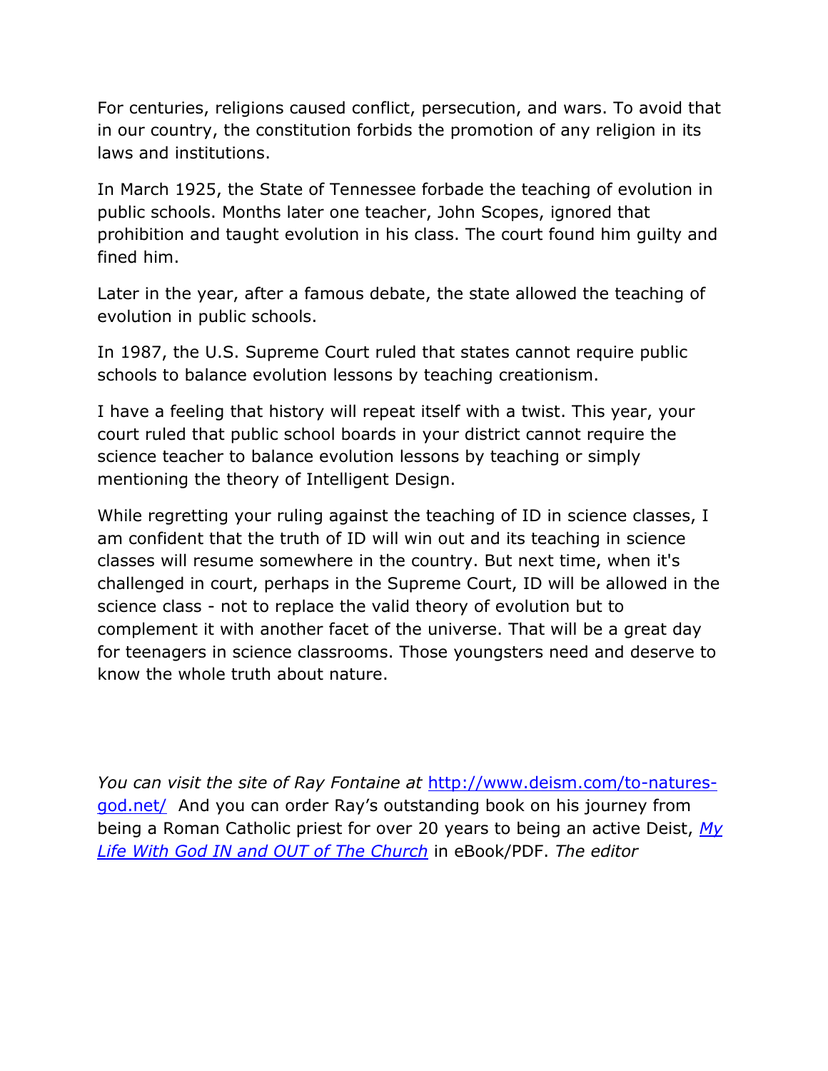For centuries, religions caused conflict, persecution, and wars. To avoid that in our country, the constitution forbids the promotion of any religion in its laws and institutions.

In March 1925, the State of Tennessee forbade the teaching of evolution in public schools. Months later one teacher, John Scopes, ignored that prohibition and taught evolution in his class. The court found him guilty and fined him.

Later in the year, after a famous debate, the state allowed the teaching of evolution in public schools.

In 1987, the U.S. Supreme Court ruled that states cannot require public schools to balance evolution lessons by teaching creationism.

I have a feeling that history will repeat itself with a twist. This year, your court ruled that public school boards in your district cannot require the science teacher to balance evolution lessons by teaching or simply mentioning the theory of Intelligent Design.

While regretting your ruling against the teaching of ID in science classes, I am confident that the truth of ID will win out and its teaching in science classes will resume somewhere in the country. But next time, when it's challenged in court, perhaps in the Supreme Court, ID will be allowed in the science class - not to replace the valid theory of evolution but to complement it with another facet of the universe. That will be a great day for teenagers in science classrooms. Those youngsters need and deserve to know the whole truth about nature.

*You can visit the site of Ray Fontaine at* [http://www.deism.com/to-natures-god.net/](http://www.deism.com/to-natures-god.net/) And you can order Ray's outstanding book on his journey from being a Roman Catholic priest for over 20 years to being an active Deist, *My Life With God IN and OUT of The Church* in eBook/PDF. *The editor*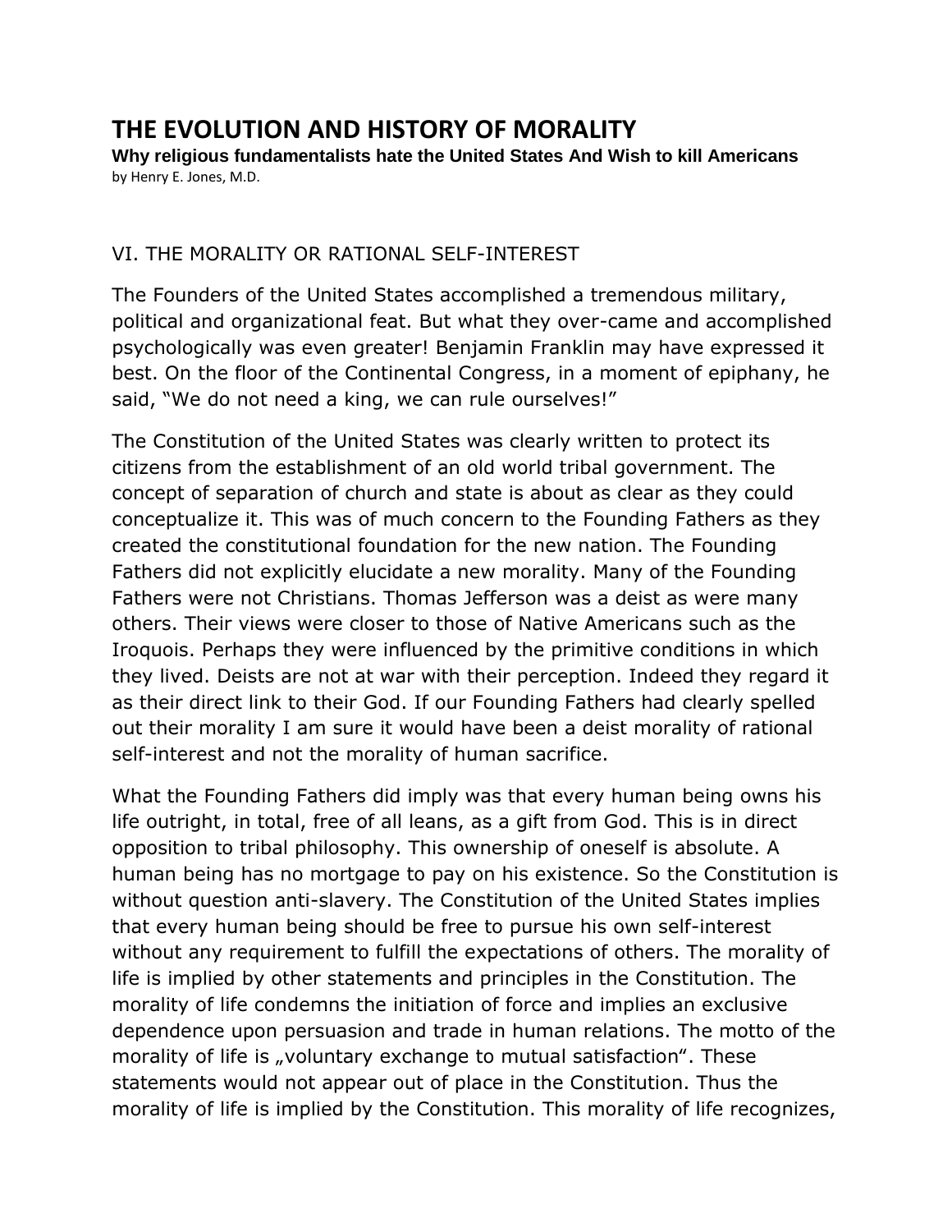# THE EVOLUTION AND HISTORY OF MORALITY

**Why religious fundamentalists hate the United States And Wish to kill Americans**

by Henry E. Jones, M.D.

VI. THE MORALITY OR RATIONAL SELF-INTEREST

The Founders of the United States accomplished a tremendous military, political and organizational feat. But what they over-came and accomplished psychologically was even greater! Benjamin Franklin may have expressed it best. On the floor of the Continental Congress, in a moment of epiphany, he said, "We do not need a king, we can rule ourselves!"

The Constitution of the United States was clearly written to protect its citizens from the establishment of an old world tribal government. The concept of separation of church and state is about as clear as they could conceptualize it. This was of much concern to the Founding Fathers as they created the constitutional foundation for the new nation. The Founding Fathers did not explicitly elucidate a new morality. Many of the Founding Fathers were not Christians. Thomas Jefferson was a deist as were many others. Their views were closer to those of Native Americans such as the Iroquois. Perhaps they were influenced by the primitive conditions in which they lived. Deists are not at war with their perception. Indeed they regard it as their direct link to their God. If our Founding Fathers had clearly spelled out their morality I am sure it would have been a deist morality of rational self-interest and not the morality of human sacrifice.

What the Founding Fathers did imply was that every human being owns his life outright, in total, free of all leans, as a gift from God. This is in direct opposition to tribal philosophy. This ownership of oneself is absolute. A human being has no mortgage to pay on his existence. So the Constitution is without question anti-slavery. The Constitution of the United States implies that every human being should be free to pursue his own self-interest without any requirement to fulfill the expectations of others. The morality of life is implied by other statements and principles in the Constitution. The morality of life condemns the initiation of force and implies an exclusive dependence upon persuasion and trade in human relations. The motto of the morality of life is „voluntary exchange to mutual satisfaction". These statements would not appear out of place in the Constitution. Thus the morality of life is implied by the Constitution. This morality of life recognizes,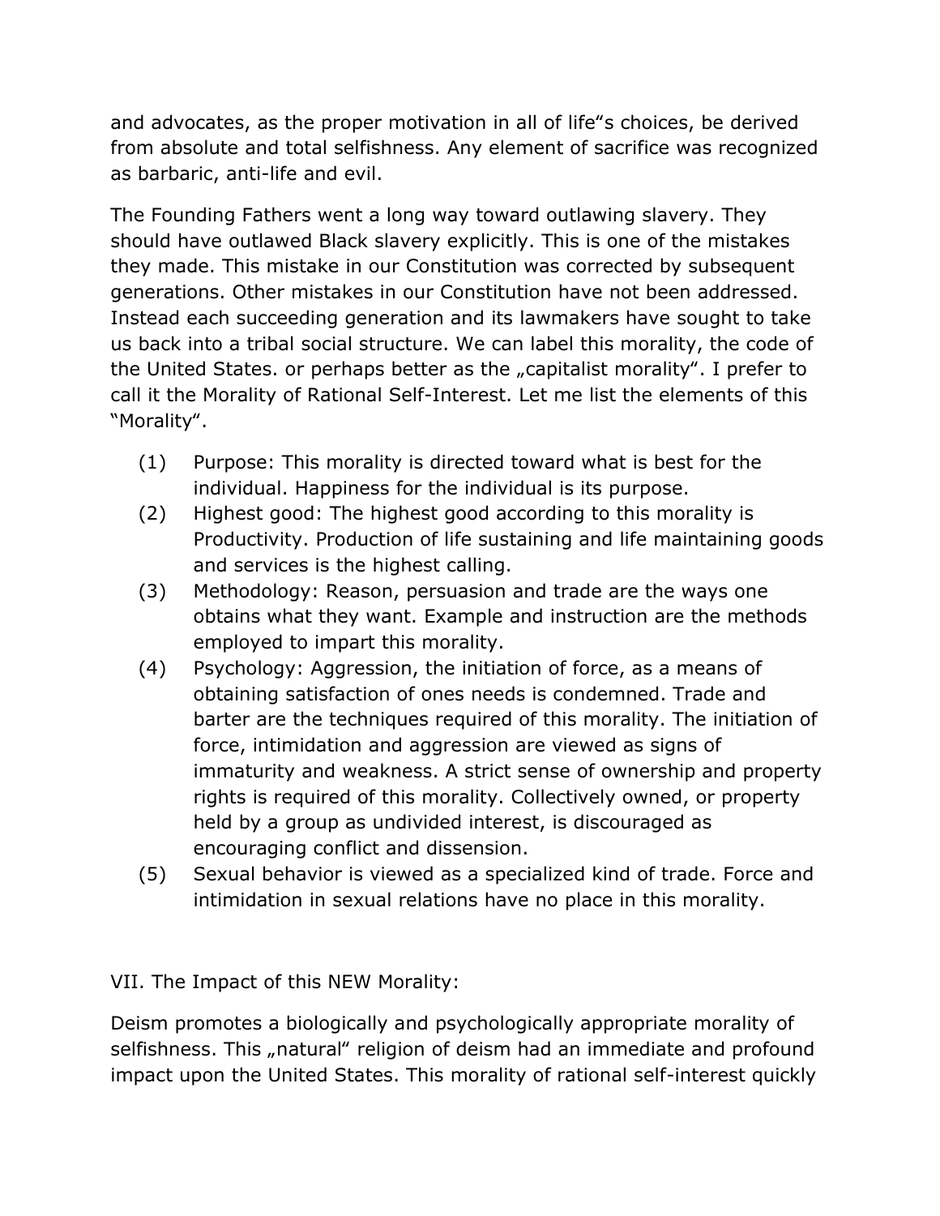and advocates, as the proper motivation in all of life"s choices, be derived from absolute and total selfishness. Any element of sacrifice was recognized as barbaric, anti-life and evil.

The Founding Fathers went a long way toward outlawing slavery. They should have outlawed Black slavery explicitly. This is one of the mistakes they made. This mistake in our Constitution was corrected by subsequent generations. Other mistakes in our Constitution have not been addressed. Instead each succeeding generation and its lawmakers have sought to take us back into a tribal social structure. We can label this morality, the code of the United States. or perhaps better as the „capitalist morality". I prefer to call it the Morality of Rational Self-Interest. Let me list the elements of this "Morality".

(1) Purpose: This morality is directed toward what is best for the individual. Happiness for the individual is its purpose.

(2) Highest good: The highest good according to this morality is Productivity. Production of life sustaining and life maintaining goods and services is the highest calling.

(3) Methodology: Reason, persuasion and trade are the ways one obtains what they want. Example and instruction are the methods employed to impart this morality.

(4) Psychology: Aggression, the initiation of force, as a means of obtaining satisfaction of ones needs is condemned. Trade and barter are the techniques required of this morality. The initiation of force, intimidation and aggression are viewed as signs of immaturity and weakness. A strict sense of ownership and property rights is required of this morality. Collectively owned, or property held by a group as undivided interest, is discouraged as encouraging conflict and dissension.

(5) Sexual behavior is viewed as a specialized kind of trade. Force and intimidation in sexual relations have no place in this morality.

## VII. The Impact of this NEW Morality:

Deism promotes a biologically and psychologically appropriate morality of selfishness. This „natural" religion of deism had an immediate and profound impact upon the United States. This morality of rational self-interest quickly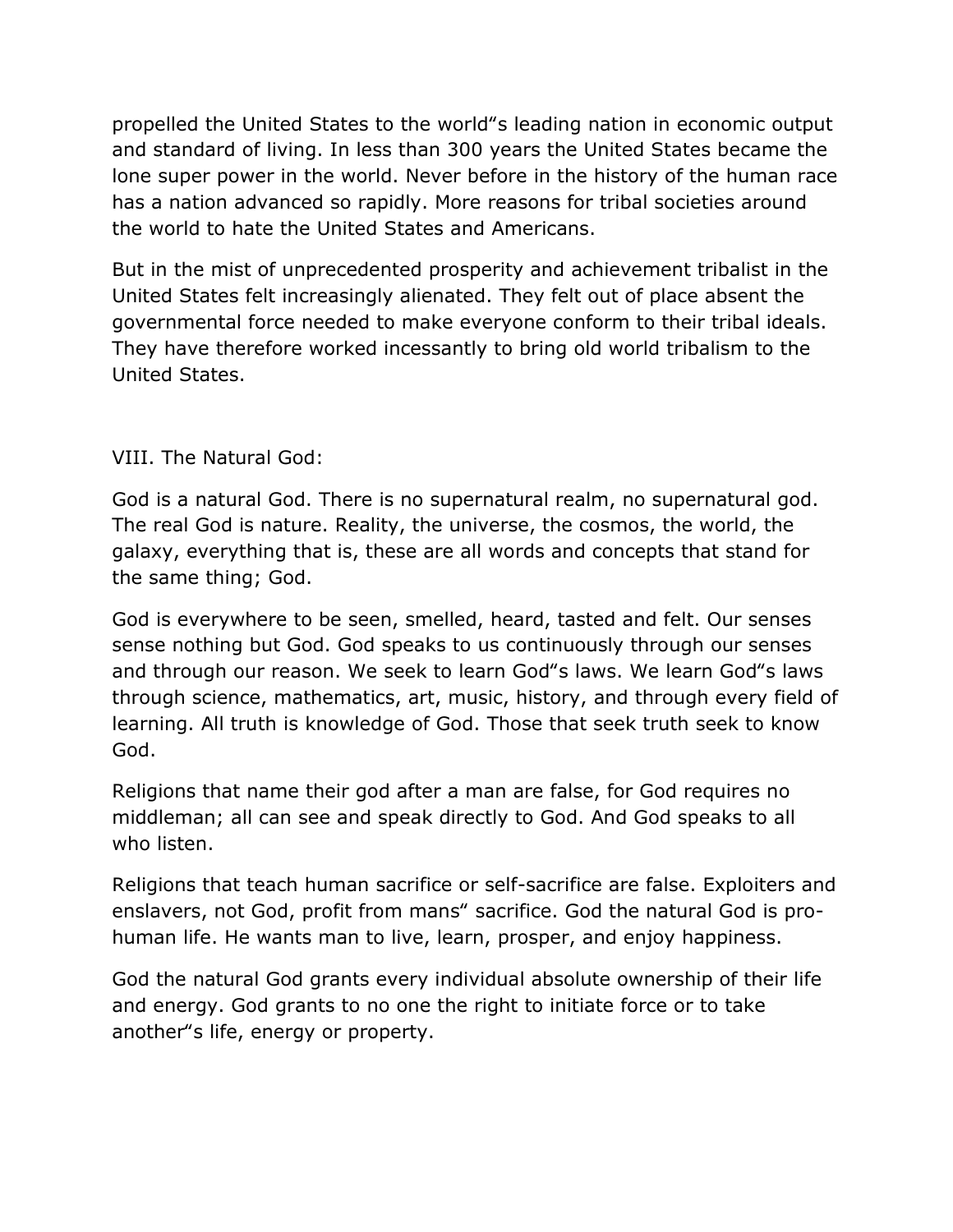propelled the United States to the world"s leading nation in economic output and standard of living. In less than 300 years the United States became the lone super power in the world. Never before in the history of the human race has a nation advanced so rapidly. More reasons for tribal societies around the world to hate the United States and Americans.

But in the mist of unprecedented prosperity and achievement tribalist in the United States felt increasingly alienated. They felt out of place absent the governmental force needed to make everyone conform to their tribal ideals. They have therefore worked incessantly to bring old world tribalism to the United States.

## VIII. The Natural God:

God is a natural God. There is no supernatural realm, no supernatural god. The real God is nature. Reality, the universe, the cosmos, the world, the galaxy, everything that is, these are all words and concepts that stand for the same thing; God.

God is everywhere to be seen, smelled, heard, tasted and felt. Our senses sense nothing but God. God speaks to us continuously through our senses and through our reason. We seek to learn God"s laws. We learn God"s laws through science, mathematics, art, music, history, and through every field of learning. All truth is knowledge of God. Those that seek truth seek to know God.

Religions that name their god after a man are false, for God requires no middleman; all can see and speak directly to God. And God speaks to all who listen.

Religions that teach human sacrifice or self-sacrifice are false. Exploiters and enslavers, not God, profit from mans" sacrifice. God the natural God is pro-human life. He wants man to live, learn, prosper, and enjoy happiness.

God the natural God grants every individual absolute ownership of their life and energy. God grants to no one the right to initiate force or to take another"s life, energy or property.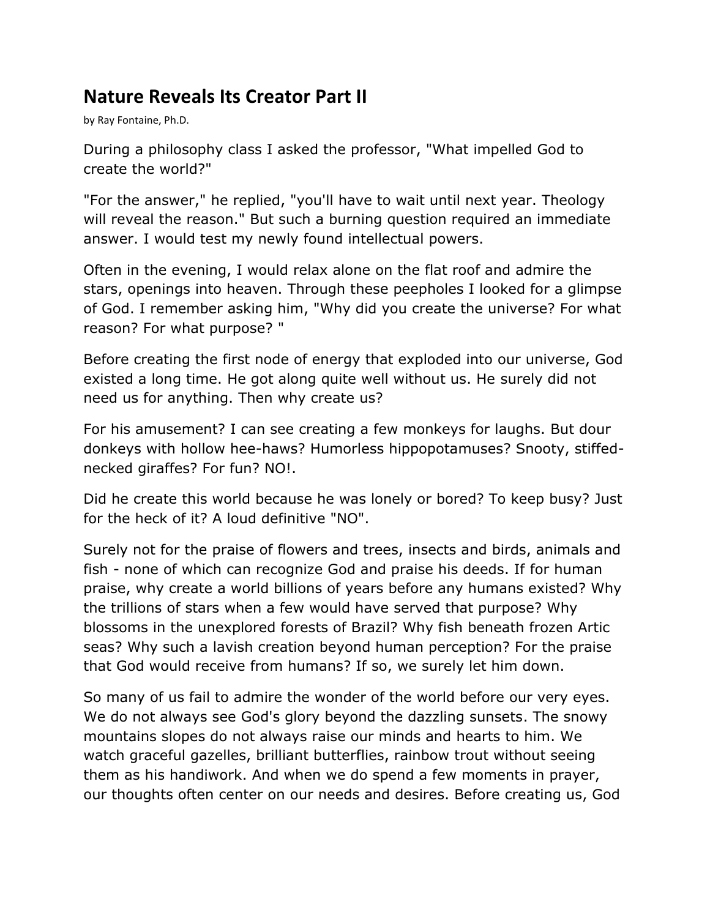# Nature Reveals Its Creator Part II

by Ray Fontaine, Ph.D.

During a philosophy class I asked the professor, "What impelled God to create the world?"

"For the answer," he replied, "you'll have to wait until next year. Theology will reveal the reason." But such a burning question required an immediate answer. I would test my newly found intellectual powers.

Often in the evening, I would relax alone on the flat roof and admire the stars, openings into heaven. Through these peepholes I looked for a glimpse of God. I remember asking him, "Why did you create the universe? For what reason? For what purpose? "

Before creating the first node of energy that exploded into our universe, God existed a long time. He got along quite well without us. He surely did not need us for anything. Then why create us?

For his amusement? I can see creating a few monkeys for laughs. But dour donkeys with hollow hee-haws? Humorless hippopotamuses? Snooty, stiffed-necked giraffes? For fun? NO!.

Did he create this world because he was lonely or bored? To keep busy? Just for the heck of it? A loud definitive "NO".

Surely not for the praise of flowers and trees, insects and birds, animals and fish - none of which can recognize God and praise his deeds. If for human praise, why create a world billions of years before any humans existed? Why the trillions of stars when a few would have served that purpose? Why blossoms in the unexplored forests of Brazil? Why fish beneath frozen Artic seas? Why such a lavish creation beyond human perception? For the praise that God would receive from humans? If so, we surely let him down.

So many of us fail to admire the wonder of the world before our very eyes. We do not always see God's glory beyond the dazzling sunsets. The snowy mountains slopes do not always raise our minds and hearts to him. We watch graceful gazelles, brilliant butterflies, rainbow trout without seeing them as his handiwork. And when we do spend a few moments in prayer, our thoughts often center on our needs and desires. Before creating us, God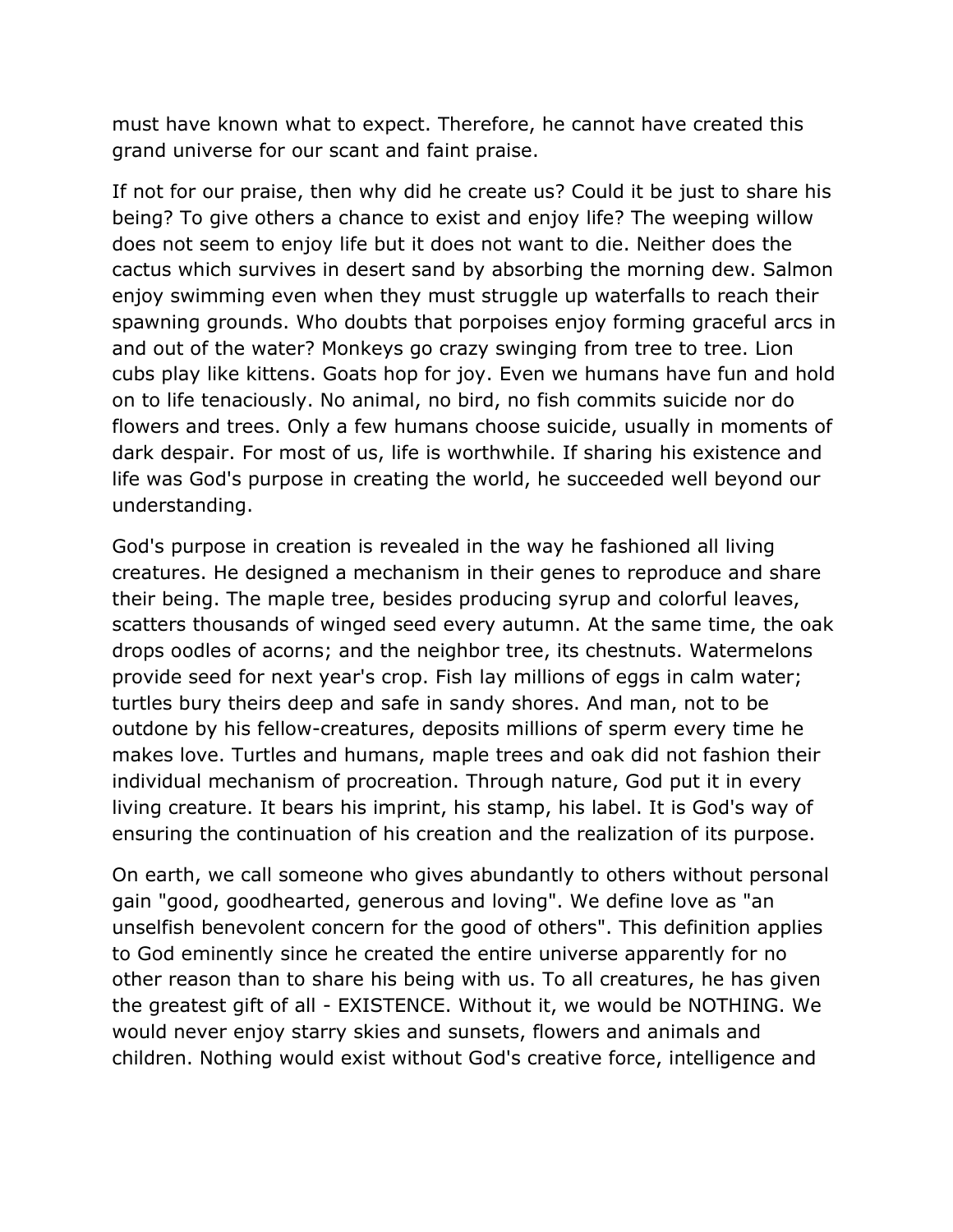must have known what to expect. Therefore, he cannot have created this grand universe for our scant and faint praise.

If not for our praise, then why did he create us? Could it be just to share his being? To give others a chance to exist and enjoy life? The weeping willow does not seem to enjoy life but it does not want to die. Neither does the cactus which survives in desert sand by absorbing the morning dew. Salmon enjoy swimming even when they must struggle up waterfalls to reach their spawning grounds. Who doubts that porpoises enjoy forming graceful arcs in and out of the water? Monkeys go crazy swinging from tree to tree. Lion cubs play like kittens. Goats hop for joy. Even we humans have fun and hold on to life tenaciously. No animal, no bird, no fish commits suicide nor do flowers and trees. Only a few humans choose suicide, usually in moments of dark despair. For most of us, life is worthwhile. If sharing his existence and life was God's purpose in creating the world, he succeeded well beyond our understanding.

God's purpose in creation is revealed in the way he fashioned all living creatures. He designed a mechanism in their genes to reproduce and share their being. The maple tree, besides producing syrup and colorful leaves, scatters thousands of winged seed every autumn. At the same time, the oak drops oodles of acorns; and the neighbor tree, its chestnuts. Watermelons provide seed for next year's crop. Fish lay millions of eggs in calm water; turtles bury theirs deep and safe in sandy shores. And man, not to be outdone by his fellow-creatures, deposits millions of sperm every time he makes love. Turtles and humans, maple trees and oak did not fashion their individual mechanism of procreation. Through nature, God put it in every living creature. It bears his imprint, his stamp, his label. It is God's way of ensuring the continuation of his creation and the realization of its purpose.

On earth, we call someone who gives abundantly to others without personal gain "good, goodhearted, generous and loving". We define love as "an unselfish benevolent concern for the good of others". This definition applies to God eminently since he created the entire universe apparently for no other reason than to share his being with us. To all creatures, he has given the greatest gift of all - EXISTENCE. Without it, we would be NOTHING. We would never enjoy starry skies and sunsets, flowers and animals and children. Nothing would exist without God's creative force, intelligence and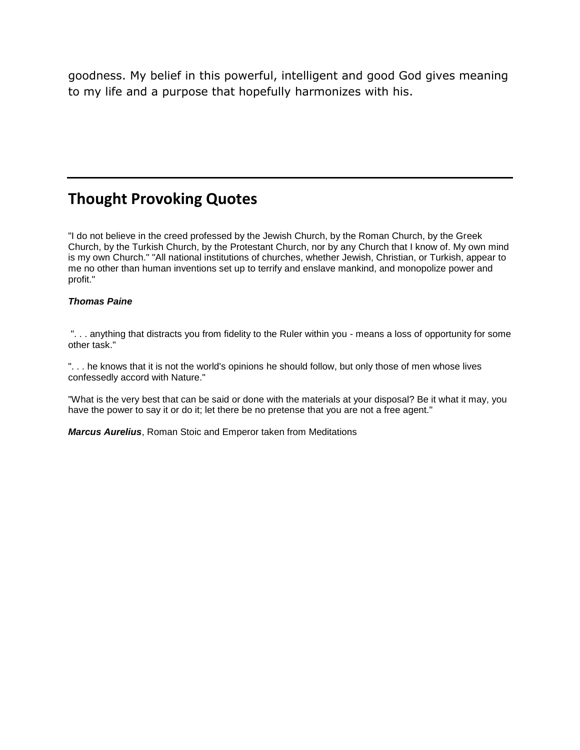goodness. My belief in this powerful, intelligent and good God gives meaning to my life and a purpose that hopefully harmonizes with his.

---

## Thought Provoking Quotes

"I do not believe in the creed professed by the Jewish Church, by the Roman Church, by the Greek Church, by the Turkish Church, by the Protestant Church, nor by any Church that I know of. My own mind is my own Church." "All national institutions of churches, whether Jewish, Christian, or Turkish, appear to me no other than human inventions set up to terrify and enslave mankind, and monopolize power and profit."

***Thomas Paine***

". . . anything that distracts you from fidelity to the Ruler within you - means a loss of opportunity for some other task."

". . . he knows that it is not the world's opinions he should follow, but only those of men whose lives confessedly accord with Nature."

"What is the very best that can be said or done with the materials at your disposal? Be it what it may, you have the power to say it or do it; let there be no pretense that you are not a free agent."

***Marcus Aurelius***, Roman Stoic and Emperor taken from Meditations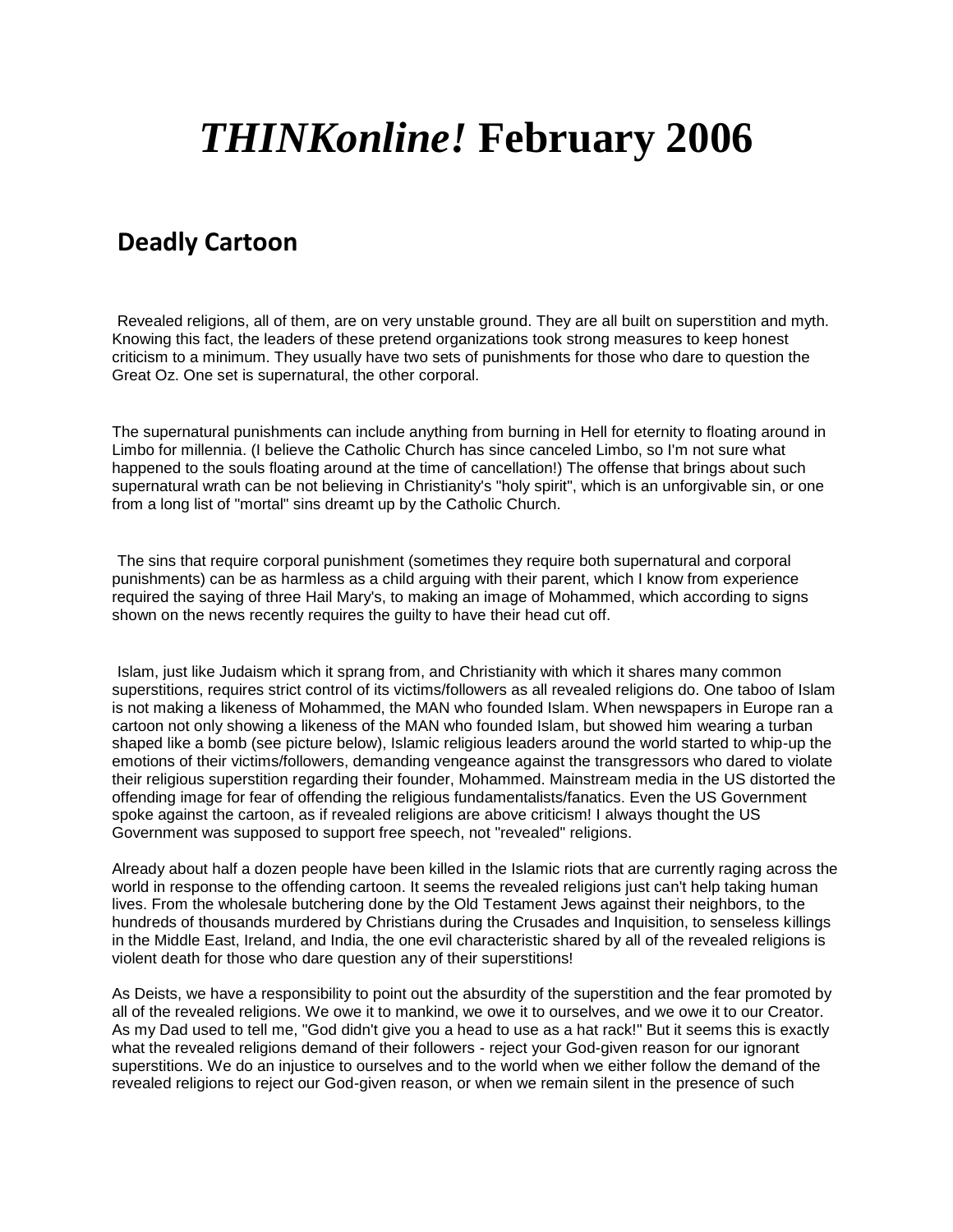# *THINKonline!* February 2006

## Deadly Cartoon

Revealed religions, all of them, are on very unstable ground. They are all built on superstition and myth. Knowing this fact, the leaders of these pretend organizations took strong measures to keep honest criticism to a minimum. They usually have two sets of punishments for those who dare to question the Great Oz. One set is supernatural, the other corporal.

The supernatural punishments can include anything from burning in Hell for eternity to floating around in Limbo for millennia. (I believe the Catholic Church has since canceled Limbo, so I'm not sure what happened to the souls floating around at the time of cancellation!) The offense that brings about such supernatural wrath can be not believing in Christianity's "holy spirit", which is an unforgivable sin, or one from a long list of "mortal" sins dreamt up by the Catholic Church.

The sins that require corporal punishment (sometimes they require both supernatural and corporal punishments) can be as harmless as a child arguing with their parent, which I know from experience required the saying of three Hail Mary's, to making an image of Mohammed, which according to signs shown on the news recently requires the guilty to have their head cut off.

Islam, just like Judaism which it sprang from, and Christianity with which it shares many common superstitions, requires strict control of its victims/followers as all revealed religions do. One taboo of Islam is not making a likeness of Mohammed, the MAN who founded Islam. When newspapers in Europe ran a cartoon not only showing a likeness of the MAN who founded Islam, but showed him wearing a turban shaped like a bomb (see picture below), Islamic religious leaders around the world started to whip-up the emotions of their victims/followers, demanding vengeance against the transgressors who dared to violate their religious superstition regarding their founder, Mohammed. Mainstream media in the US distorted the offending image for fear of offending the religious fundamentalists/fanatics. Even the US Government spoke against the cartoon, as if revealed religions are above criticism! I always thought the US Government was supposed to support free speech, not "revealed" religions.

Already about half a dozen people have been killed in the Islamic riots that are currently raging across the world in response to the offending cartoon. It seems the revealed religions just can't help taking human lives. From the wholesale butchering done by the Old Testament Jews against their neighbors, to the hundreds of thousands murdered by Christians during the Crusades and Inquisition, to senseless killings in the Middle East, Ireland, and India, the one evil characteristic shared by all of the revealed religions is violent death for those who dare question any of their superstitions!

As Deists, we have a responsibility to point out the absurdity of the superstition and the fear promoted by all of the revealed religions. We owe it to mankind, we owe it to ourselves, and we owe it to our Creator. As my Dad used to tell me, "God didn't give you a head to use as a hat rack!" But it seems this is exactly what the revealed religions demand of their followers - reject your God-given reason for our ignorant superstitions. We do an injustice to ourselves and to the world when we either follow the demand of the revealed religions to reject our God-given reason, or when we remain silent in the presence of such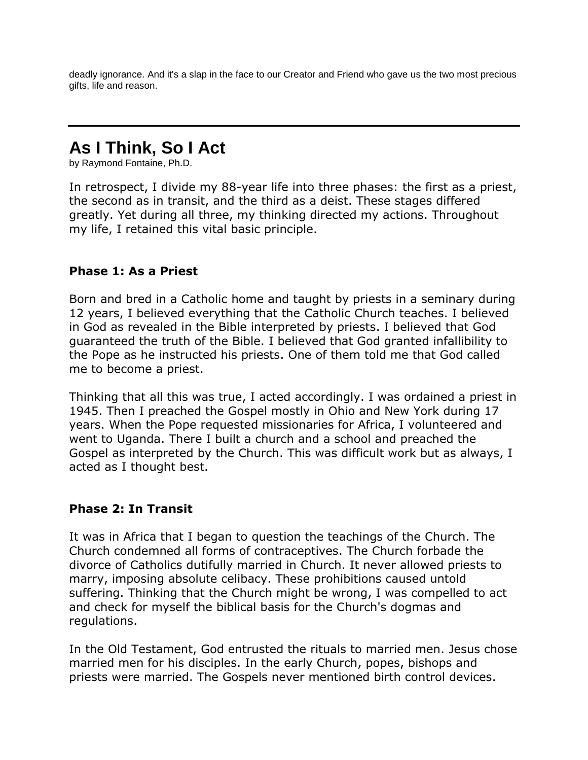deadly ignorance. And it's a slap in the face to our Creator and Friend who gave us the two most precious gifts, life and reason.

---

# As I Think, So I Act

by Raymond Fontaine, Ph.D.

In retrospect, I divide my 88-year life into three phases: the first as a priest, the second as in transit, and the third as a deist. These stages differed greatly. Yet during all three, my thinking directed my actions. Throughout my life, I retained this vital basic principle.

### Phase 1: As a Priest

Born and bred in a Catholic home and taught by priests in a seminary during 12 years, I believed everything that the Catholic Church teaches. I believed in God as revealed in the Bible interpreted by priests. I believed that God guaranteed the truth of the Bible. I believed that God granted infallibility to the Pope as he instructed his priests. One of them told me that God called me to become a priest.

Thinking that all this was true, I acted accordingly. I was ordained a priest in 1945. Then I preached the Gospel mostly in Ohio and New York during 17 years. When the Pope requested missionaries for Africa, I volunteered and went to Uganda. There I built a church and a school and preached the Gospel as interpreted by the Church. This was difficult work but as always, I acted as I thought best.

### Phase 2: In Transit

It was in Africa that I began to question the teachings of the Church. The Church condemned all forms of contraceptives. The Church forbade the divorce of Catholics dutifully married in Church. It never allowed priests to marry, imposing absolute celibacy. These prohibitions caused untold suffering. Thinking that the Church might be wrong, I was compelled to act and check for myself the biblical basis for the Church's dogmas and regulations.

In the Old Testament, God entrusted the rituals to married men. Jesus chose married men for his disciples. In the early Church, popes, bishops and priests were married. The Gospels never mentioned birth control devices.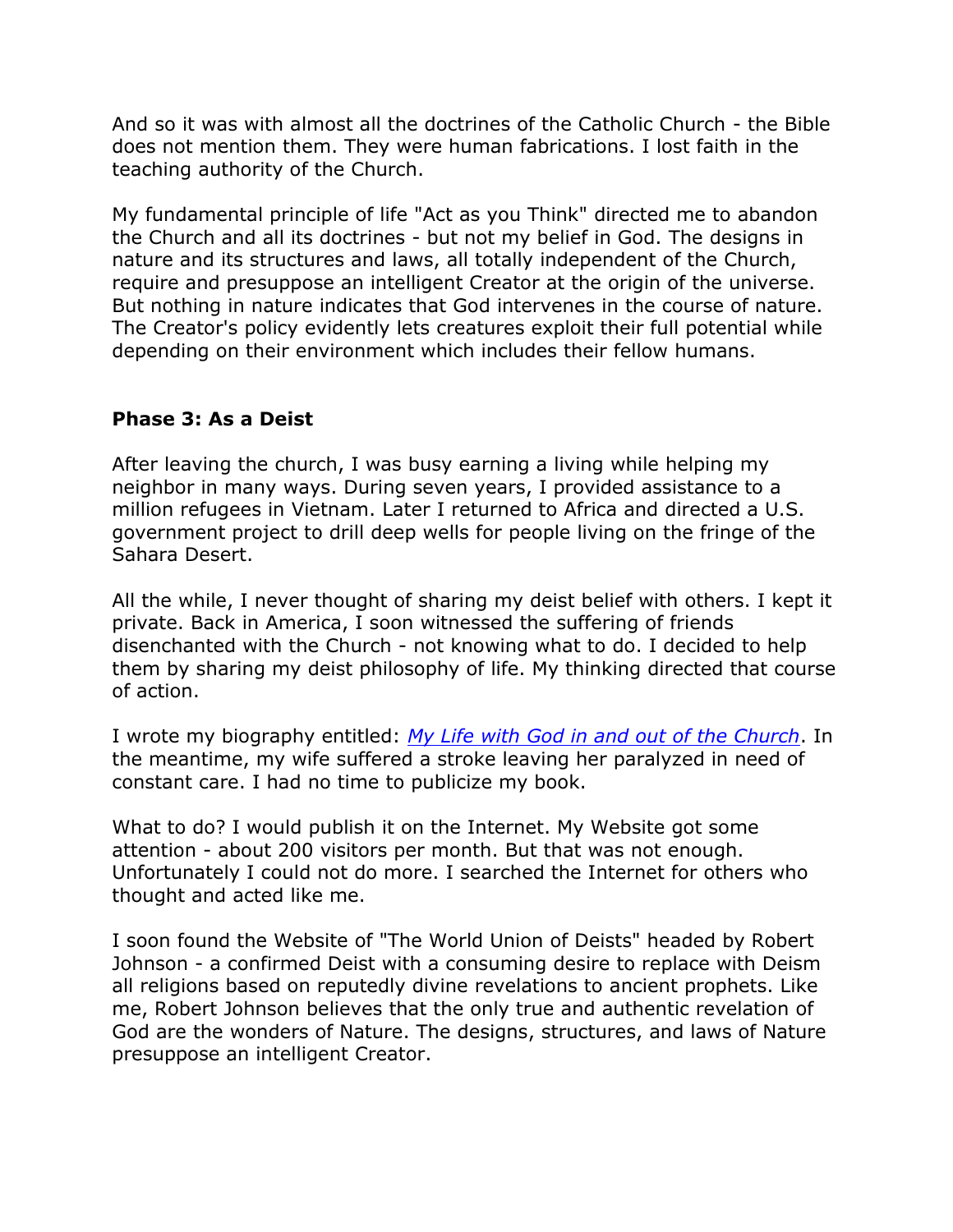And so it was with almost all the doctrines of the Catholic Church - the Bible does not mention them. They were human fabrications. I lost faith in the teaching authority of the Church.

My fundamental principle of life "Act as you Think" directed me to abandon the Church and all its doctrines - but not my belief in God. The designs in nature and its structures and laws, all totally independent of the Church, require and presuppose an intelligent Creator at the origin of the universe. But nothing in nature indicates that God intervenes in the course of nature. The Creator's policy evidently lets creatures exploit their full potential while depending on their environment which includes their fellow humans.

### Phase 3: As a Deist

After leaving the church, I was busy earning a living while helping my neighbor in many ways. During seven years, I provided assistance to a million refugees in Vietnam. Later I returned to Africa and directed a U.S. government project to drill deep wells for people living on the fringe of the Sahara Desert.

All the while, I never thought of sharing my deist belief with others. I kept it private. Back in America, I soon witnessed the suffering of friends disenchanted with the Church - not knowing what to do. I decided to help them by sharing my deist philosophy of life. My thinking directed that course of action.

I wrote my biography entitled: *My Life with God in and out of the Church*. In the meantime, my wife suffered a stroke leaving her paralyzed in need of constant care. I had no time to publicize my book.

What to do? I would publish it on the Internet. My Website got some attention - about 200 visitors per month. But that was not enough. Unfortunately I could not do more. I searched the Internet for others who thought and acted like me.

I soon found the Website of "The World Union of Deists" headed by Robert Johnson - a confirmed Deist with a consuming desire to replace with Deism all religions based on reputedly divine revelations to ancient prophets. Like me, Robert Johnson believes that the only true and authentic revelation of God are the wonders of Nature. The designs, structures, and laws of Nature presuppose an intelligent Creator.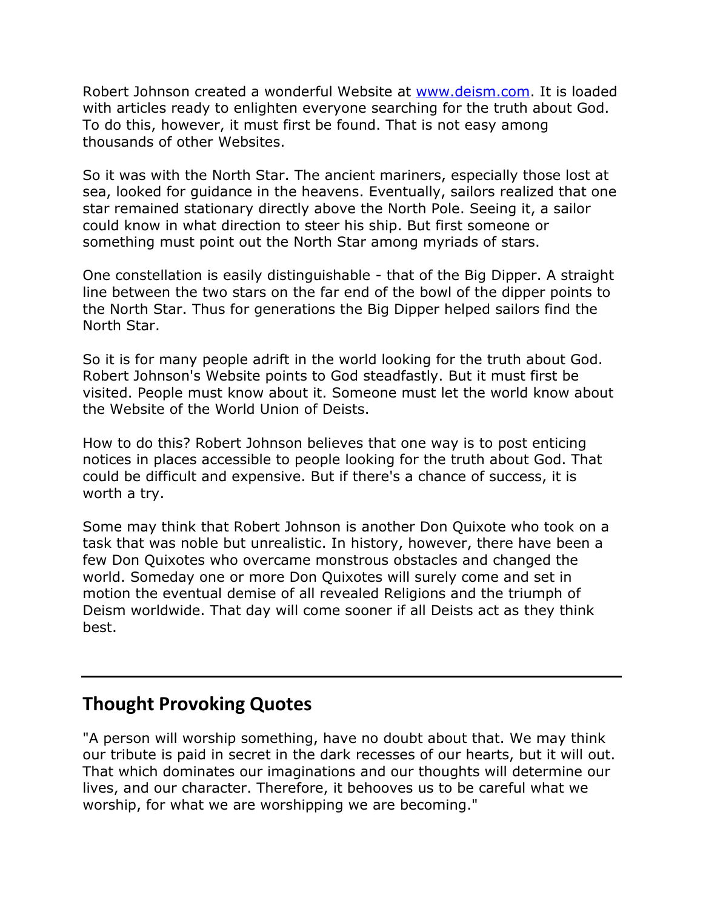Robert Johnson created a wonderful Website at [www.deism.com](http://www.deism.com). It is loaded with articles ready to enlighten everyone searching for the truth about God. To do this, however, it must first be found. That is not easy among thousands of other Websites.

So it was with the North Star. The ancient mariners, especially those lost at sea, looked for guidance in the heavens. Eventually, sailors realized that one star remained stationary directly above the North Pole. Seeing it, a sailor could know in what direction to steer his ship. But first someone or something must point out the North Star among myriads of stars.

One constellation is easily distinguishable - that of the Big Dipper. A straight line between the two stars on the far end of the bowl of the dipper points to the North Star. Thus for generations the Big Dipper helped sailors find the North Star.

So it is for many people adrift in the world looking for the truth about God. Robert Johnson's Website points to God steadfastly. But it must first be visited. People must know about it. Someone must let the world know about the Website of the World Union of Deists.

How to do this? Robert Johnson believes that one way is to post enticing notices in places accessible to people looking for the truth about God. That could be difficult and expensive. But if there's a chance of success, it is worth a try.

Some may think that Robert Johnson is another Don Quixote who took on a task that was noble but unrealistic. In history, however, there have been a few Don Quixotes who overcame monstrous obstacles and changed the world. Someday one or more Don Quixotes will surely come and set in motion the eventual demise of all revealed Religions and the triumph of Deism worldwide. That day will come sooner if all Deists act as they think best.

---

## Thought Provoking Quotes

"A person will worship something, have no doubt about that. We may think our tribute is paid in secret in the dark recesses of our hearts, but it will out. That which dominates our imaginations and our thoughts will determine our lives, and our character. Therefore, it behooves us to be careful what we worship, for what we are worshipping we are becoming."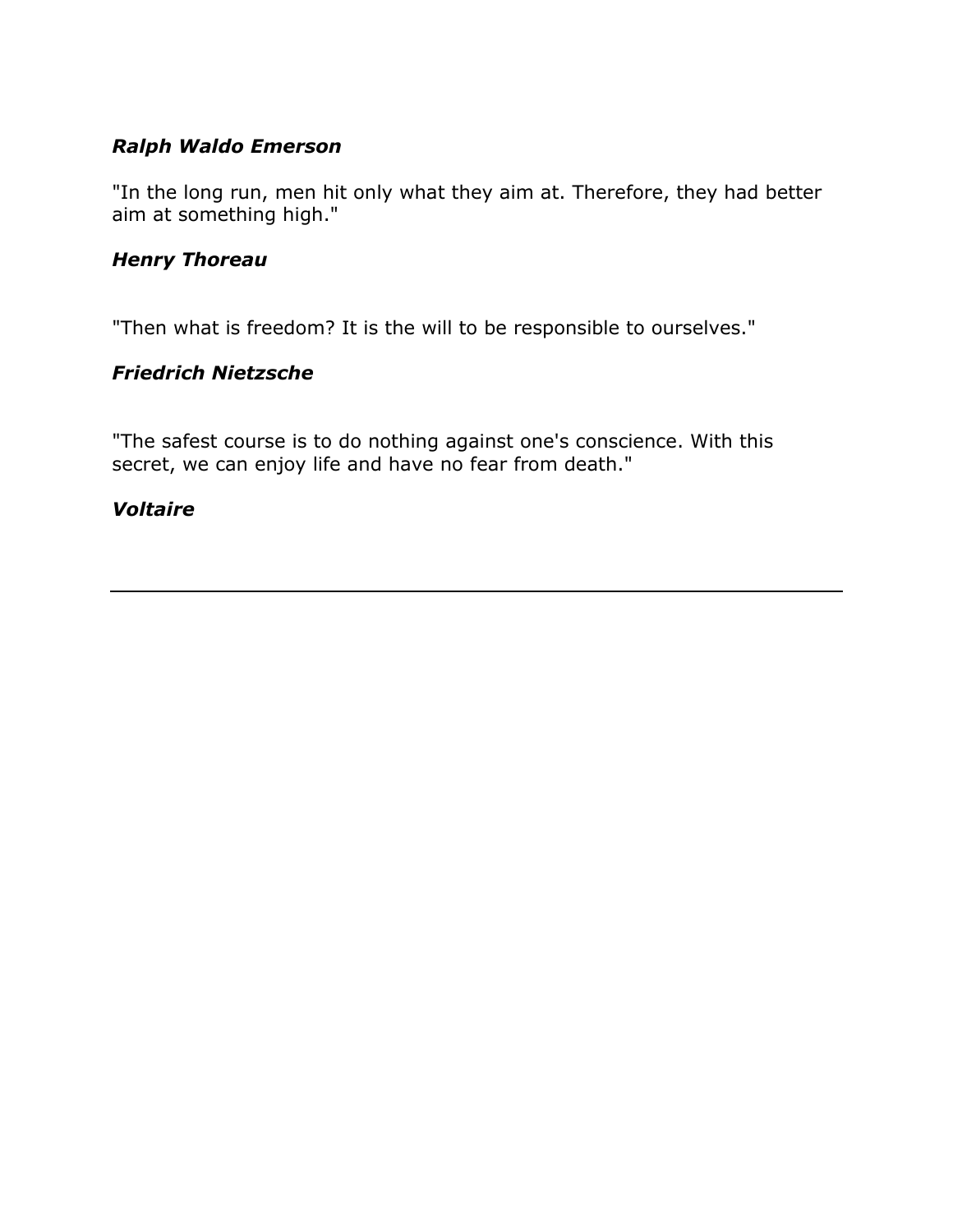***Ralph Waldo Emerson***

"In the long run, men hit only what they aim at. Therefore, they had better aim at something high."

***Henry Thoreau***

"Then what is freedom? It is the will to be responsible to ourselves."

***Friedrich Nietzsche***

"The safest course is to do nothing against one's conscience. With this secret, we can enjoy life and have no fear from death."

***Voltaire***

---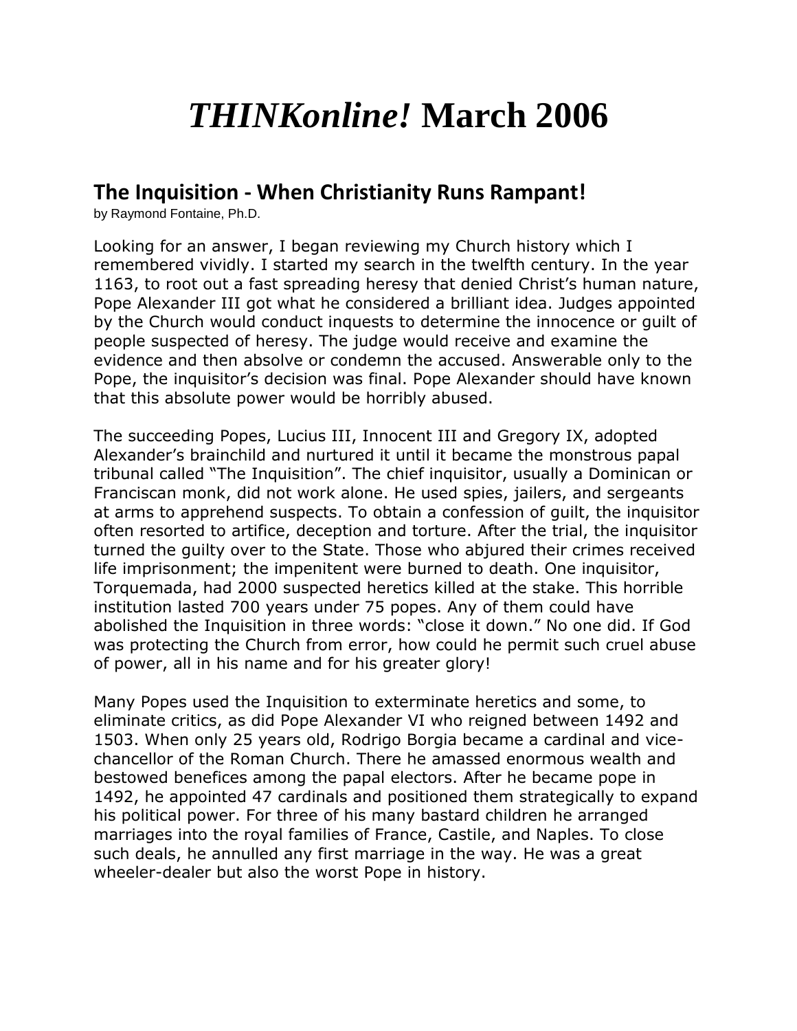# *THINKonline!* March 2006

## The Inquisition - When Christianity Runs Rampant!

by Raymond Fontaine, Ph.D.

Looking for an answer, I began reviewing my Church history which I remembered vividly. I started my search in the twelfth century. In the year 1163, to root out a fast spreading heresy that denied Christ's human nature, Pope Alexander III got what he considered a brilliant idea. Judges appointed by the Church would conduct inquests to determine the innocence or guilt of people suspected of heresy. The judge would receive and examine the evidence and then absolve or condemn the accused. Answerable only to the Pope, the inquisitor's decision was final. Pope Alexander should have known that this absolute power would be horribly abused.

The succeeding Popes, Lucius III, Innocent III and Gregory IX, adopted Alexander's brainchild and nurtured it until it became the monstrous papal tribunal called "The Inquisition". The chief inquisitor, usually a Dominican or Franciscan monk, did not work alone. He used spies, jailers, and sergeants at arms to apprehend suspects. To obtain a confession of guilt, the inquisitor often resorted to artifice, deception and torture. After the trial, the inquisitor turned the guilty over to the State. Those who abjured their crimes received life imprisonment; the impenitent were burned to death. One inquisitor, Torquemada, had 2000 suspected heretics killed at the stake. This horrible institution lasted 700 years under 75 popes. Any of them could have abolished the Inquisition in three words: "close it down." No one did. If God was protecting the Church from error, how could he permit such cruel abuse of power, all in his name and for his greater glory!

Many Popes used the Inquisition to exterminate heretics and some, to eliminate critics, as did Pope Alexander VI who reigned between 1492 and 1503. When only 25 years old, Rodrigo Borgia became a cardinal and vice-chancellor of the Roman Church. There he amassed enormous wealth and bestowed benefices among the papal electors. After he became pope in 1492, he appointed 47 cardinals and positioned them strategically to expand his political power. For three of his many bastard children he arranged marriages into the royal families of France, Castile, and Naples. To close such deals, he annulled any first marriage in the way. He was a great wheeler-dealer but also the worst Pope in history.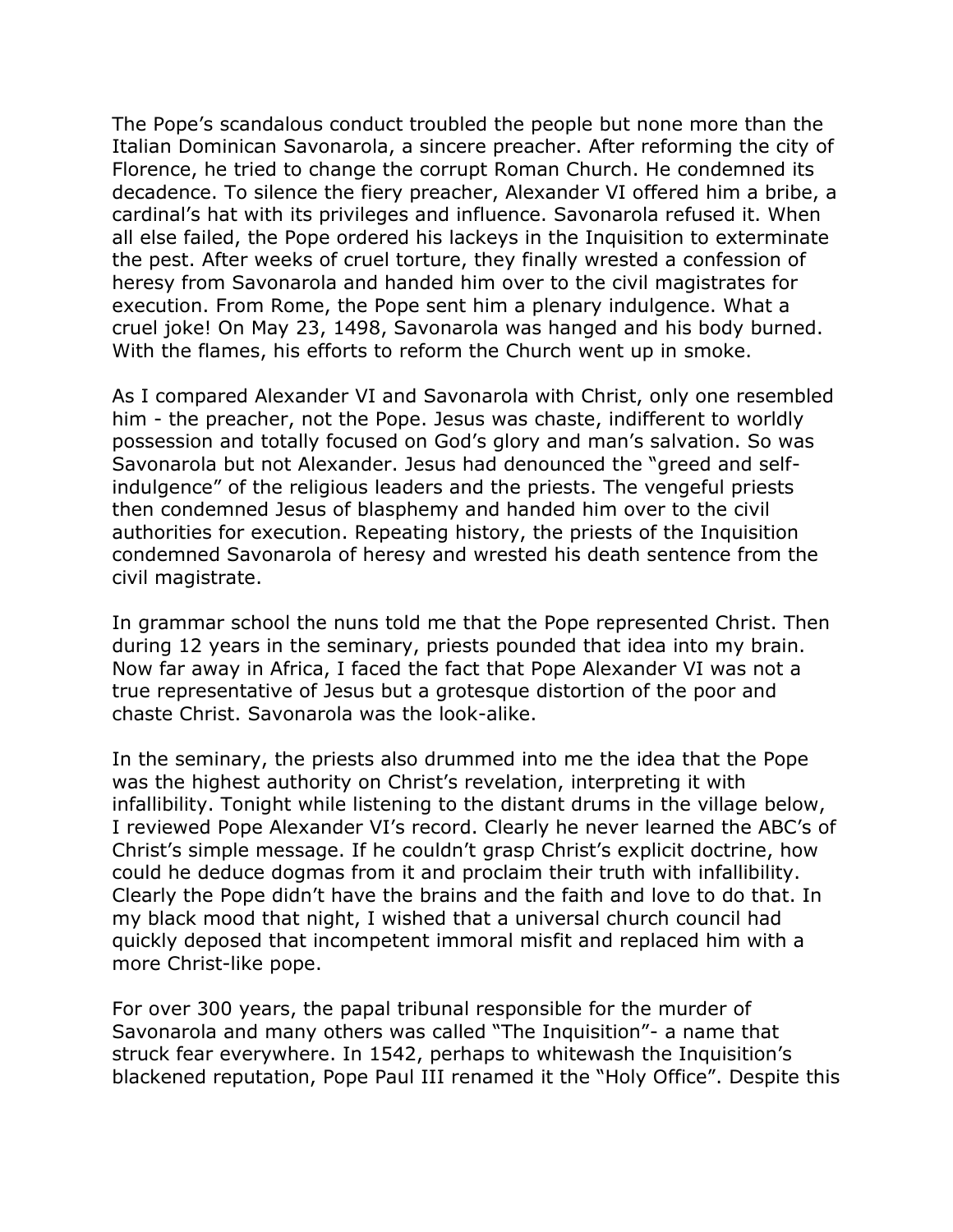The Pope's scandalous conduct troubled the people but none more than the Italian Dominican Savonarola, a sincere preacher. After reforming the city of Florence, he tried to change the corrupt Roman Church. He condemned its decadence. To silence the fiery preacher, Alexander VI offered him a bribe, a cardinal's hat with its privileges and influence. Savonarola refused it. When all else failed, the Pope ordered his lackeys in the Inquisition to exterminate the pest. After weeks of cruel torture, they finally wrested a confession of heresy from Savonarola and handed him over to the civil magistrates for execution. From Rome, the Pope sent him a plenary indulgence. What a cruel joke! On May 23, 1498, Savonarola was hanged and his body burned. With the flames, his efforts to reform the Church went up in smoke.

As I compared Alexander VI and Savonarola with Christ, only one resembled him - the preacher, not the Pope. Jesus was chaste, indifferent to worldly possession and totally focused on God's glory and man's salvation. So was Savonarola but not Alexander. Jesus had denounced the "greed and self-indulgence" of the religious leaders and the priests. The vengeful priests then condemned Jesus of blasphemy and handed him over to the civil authorities for execution. Repeating history, the priests of the Inquisition condemned Savonarola of heresy and wrested his death sentence from the civil magistrate.

In grammar school the nuns told me that the Pope represented Christ. Then during 12 years in the seminary, priests pounded that idea into my brain. Now far away in Africa, I faced the fact that Pope Alexander VI was not a true representative of Jesus but a grotesque distortion of the poor and chaste Christ. Savonarola was the look-alike.

In the seminary, the priests also drummed into me the idea that the Pope was the highest authority on Christ's revelation, interpreting it with infallibility. Tonight while listening to the distant drums in the village below, I reviewed Pope Alexander VI's record. Clearly he never learned the ABC's of Christ's simple message. If he couldn't grasp Christ's explicit doctrine, how could he deduce dogmas from it and proclaim their truth with infallibility. Clearly the Pope didn't have the brains and the faith and love to do that. In my black mood that night, I wished that a universal church council had quickly deposed that incompetent immoral misfit and replaced him with a more Christ-like pope.

For over 300 years, the papal tribunal responsible for the murder of Savonarola and many others was called "The Inquisition"- a name that struck fear everywhere. In 1542, perhaps to whitewash the Inquisition's blackened reputation, Pope Paul III renamed it the "Holy Office". Despite this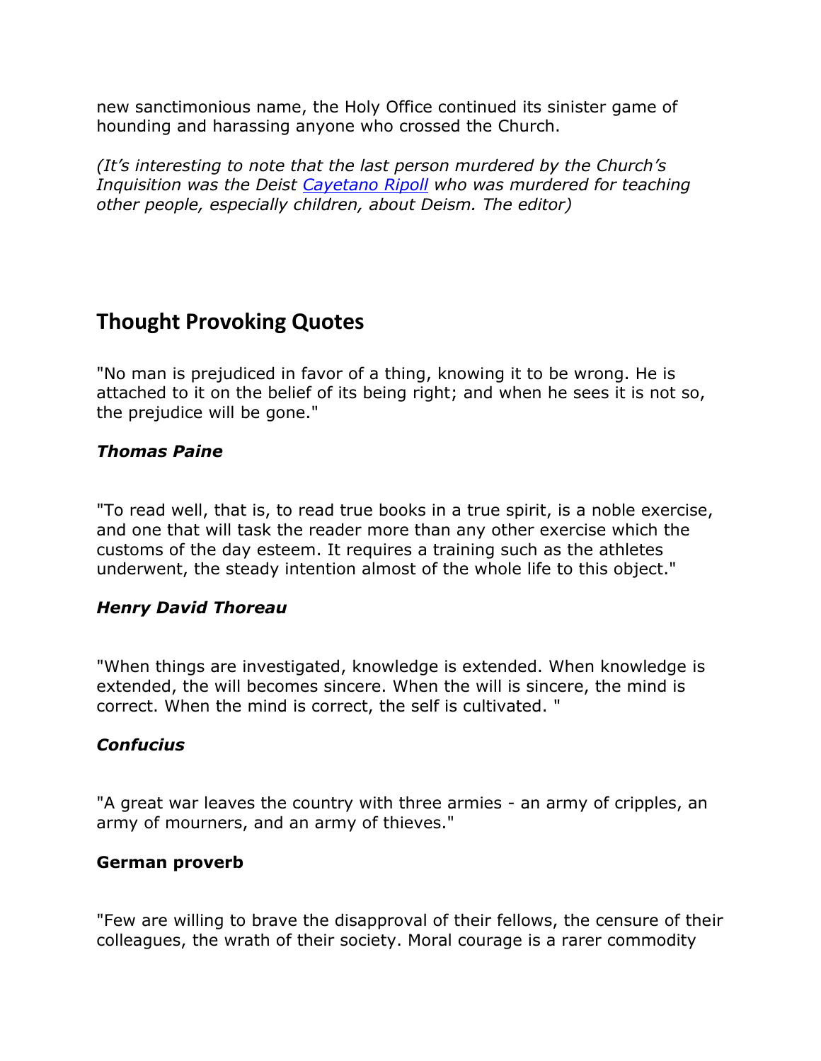new sanctimonious name, the Holy Office continued its sinister game of hounding and harassing anyone who crossed the Church.

*(It's interesting to note that the last person murdered by the Church's Inquisition was the Deist [Cayetano Ripoll] who was murdered for teaching other people, especially children, about Deism. The editor)*

## Thought Provoking Quotes

"No man is prejudiced in favor of a thing, knowing it to be wrong. He is attached to it on the belief of its being right; and when he sees it is not so, the prejudice will be gone."

***Thomas Paine***

"To read well, that is, to read true books in a true spirit, is a noble exercise, and one that will task the reader more than any other exercise which the customs of the day esteem. It requires a training such as the athletes underwent, the steady intention almost of the whole life to this object."

***Henry David Thoreau***

"When things are investigated, knowledge is extended. When knowledge is extended, the will becomes sincere. When the will is sincere, the mind is correct. When the mind is correct, the self is cultivated. "

***Confucius***

"A great war leaves the country with three armies - an army of cripples, an army of mourners, and an army of thieves."

**German proverb**

"Few are willing to brave the disapproval of their fellows, the censure of their colleagues, the wrath of their society. Moral courage is a rarer commodity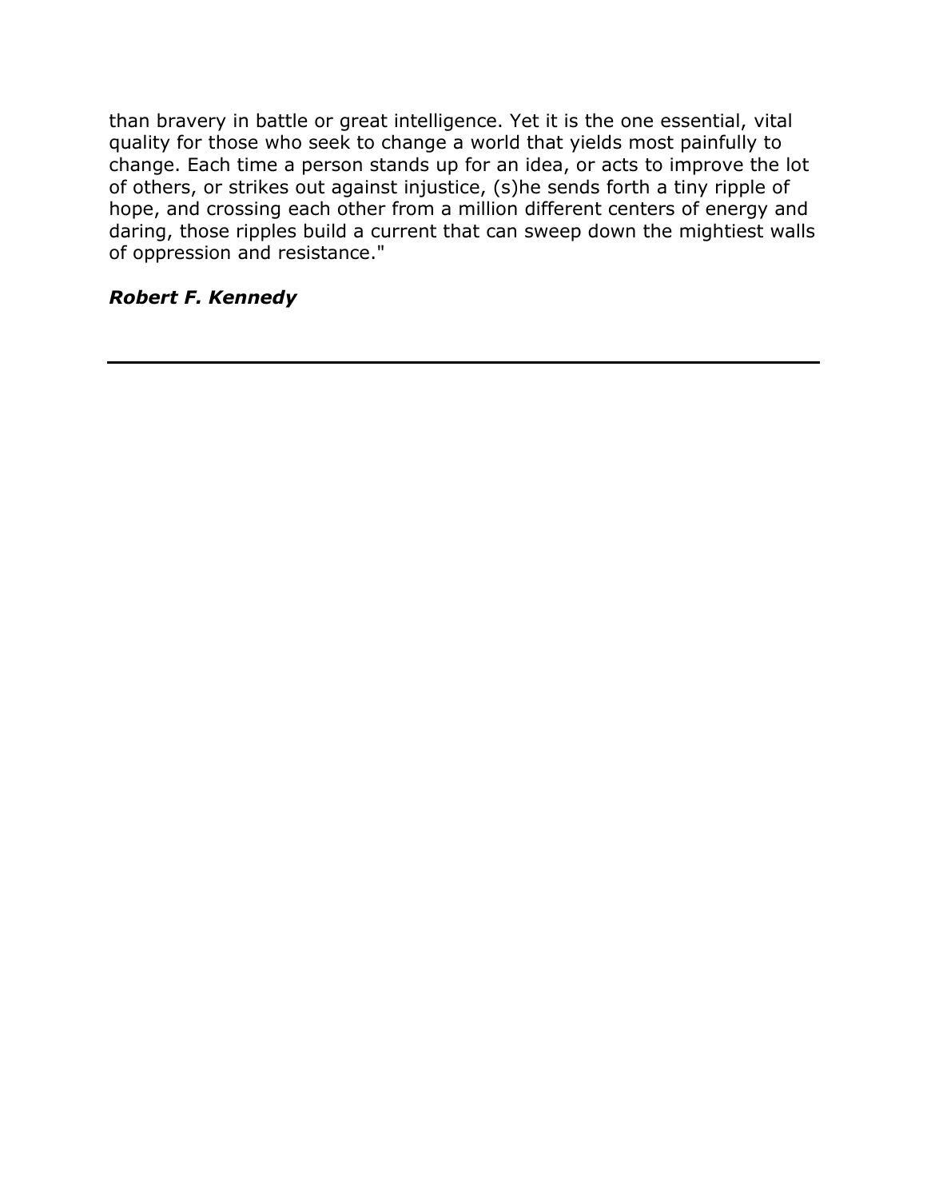than bravery in battle or great intelligence. Yet it is the one essential, vital quality for those who seek to change a world that yields most painfully to change. Each time a person stands up for an idea, or acts to improve the lot of others, or strikes out against injustice, (s)he sends forth a tiny ripple of hope, and crossing each other from a million different centers of energy and daring, those ripples build a current that can sweep down the mightiest walls of oppression and resistance."

***Robert F. Kennedy***

---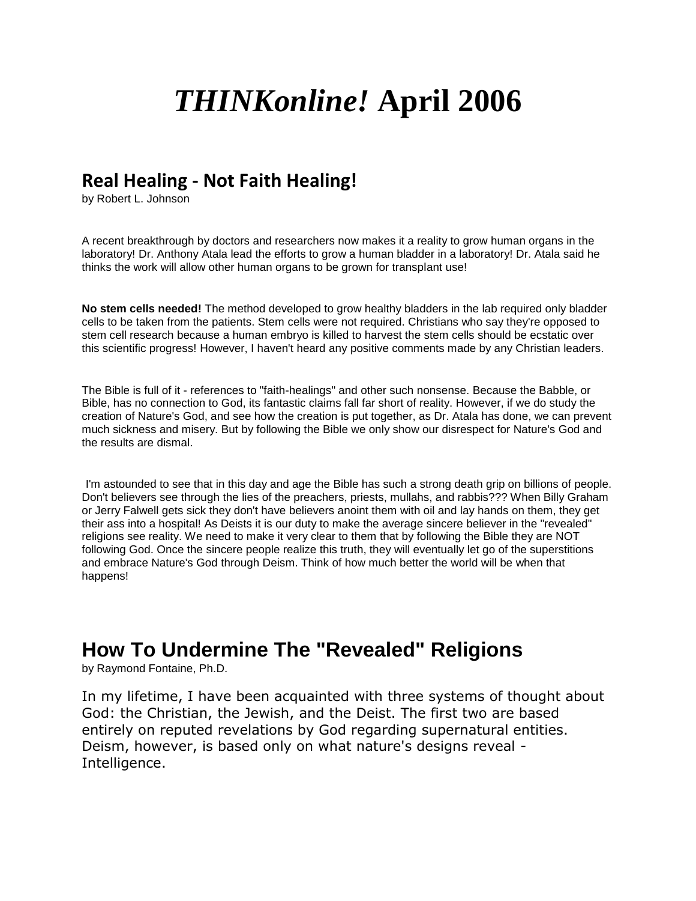# *THINKonline!* April 2006

## Real Healing - Not Faith Healing!

by Robert L. Johnson

A recent breakthrough by doctors and researchers now makes it a reality to grow human organs in the laboratory! Dr. Anthony Atala lead the efforts to grow a human bladder in a laboratory! Dr. Atala said he thinks the work will allow other human organs to be grown for transplant use!

**No stem cells needed!** The method developed to grow healthy bladders in the lab required only bladder cells to be taken from the patients. Stem cells were not required. Christians who say they're opposed to stem cell research because a human embryo is killed to harvest the stem cells should be ecstatic over this scientific progress! However, I haven't heard any positive comments made by any Christian leaders.

The Bible is full of it - references to "faith-healings" and other such nonsense. Because the Babble, or Bible, has no connection to God, its fantastic claims fall far short of reality. However, if we do study the creation of Nature's God, and see how the creation is put together, as Dr. Atala has done, we can prevent much sickness and misery. But by following the Bible we only show our disrespect for Nature's God and the results are dismal.

I'm astounded to see that in this day and age the Bible has such a strong death grip on billions of people. Don't believers see through the lies of the preachers, priests, mullahs, and rabbis??? When Billy Graham or Jerry Falwell gets sick they don't have believers anoint them with oil and lay hands on them, they get their ass into a hospital! As Deists it is our duty to make the average sincere believer in the "revealed" religions see reality. We need to make it very clear to them that by following the Bible they are NOT following God. Once the sincere people realize this truth, they will eventually let go of the superstitions and embrace Nature's God through Deism. Think of how much better the world will be when that happens!

## How To Undermine The "Revealed" Religions

by Raymond Fontaine, Ph.D.

In my lifetime, I have been acquainted with three systems of thought about God: the Christian, the Jewish, and the Deist. The first two are based entirely on reputed revelations by God regarding supernatural entities. Deism, however, is based only on what nature's designs reveal - Intelligence.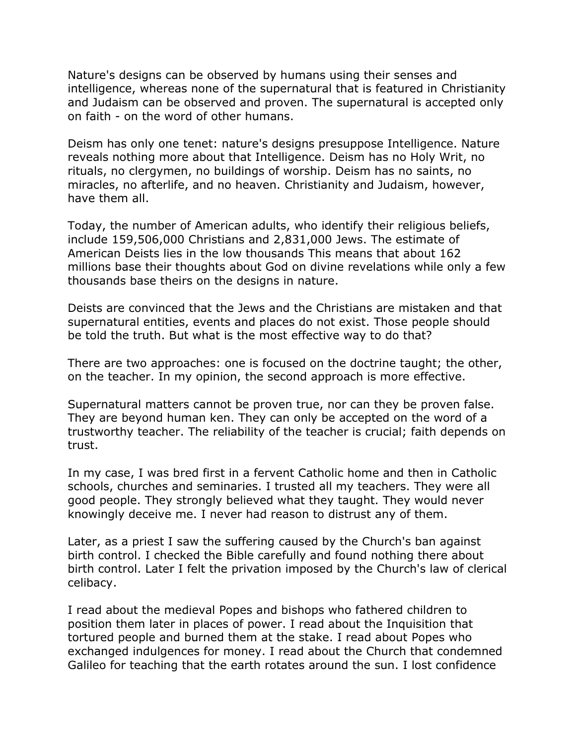Nature's designs can be observed by humans using their senses and intelligence, whereas none of the supernatural that is featured in Christianity and Judaism can be observed and proven. The supernatural is accepted only on faith - on the word of other humans.

Deism has only one tenet: nature's designs presuppose Intelligence. Nature reveals nothing more about that Intelligence. Deism has no Holy Writ, no rituals, no clergymen, no buildings of worship. Deism has no saints, no miracles, no afterlife, and no heaven. Christianity and Judaism, however, have them all.

Today, the number of American adults, who identify their religious beliefs, include 159,506,000 Christians and 2,831,000 Jews. The estimate of American Deists lies in the low thousands This means that about 162 millions base their thoughts about God on divine revelations while only a few thousands base theirs on the designs in nature.

Deists are convinced that the Jews and the Christians are mistaken and that supernatural entities, events and places do not exist. Those people should be told the truth. But what is the most effective way to do that?

There are two approaches: one is focused on the doctrine taught; the other, on the teacher. In my opinion, the second approach is more effective.

Supernatural matters cannot be proven true, nor can they be proven false. They are beyond human ken. They can only be accepted on the word of a trustworthy teacher. The reliability of the teacher is crucial; faith depends on trust.

In my case, I was bred first in a fervent Catholic home and then in Catholic schools, churches and seminaries. I trusted all my teachers. They were all good people. They strongly believed what they taught. They would never knowingly deceive me. I never had reason to distrust any of them.

Later, as a priest I saw the suffering caused by the Church's ban against birth control. I checked the Bible carefully and found nothing there about birth control. Later I felt the privation imposed by the Church's law of clerical celibacy.

I read about the medieval Popes and bishops who fathered children to position them later in places of power. I read about the Inquisition that tortured people and burned them at the stake. I read about Popes who exchanged indulgences for money. I read about the Church that condemned Galileo for teaching that the earth rotates around the sun. I lost confidence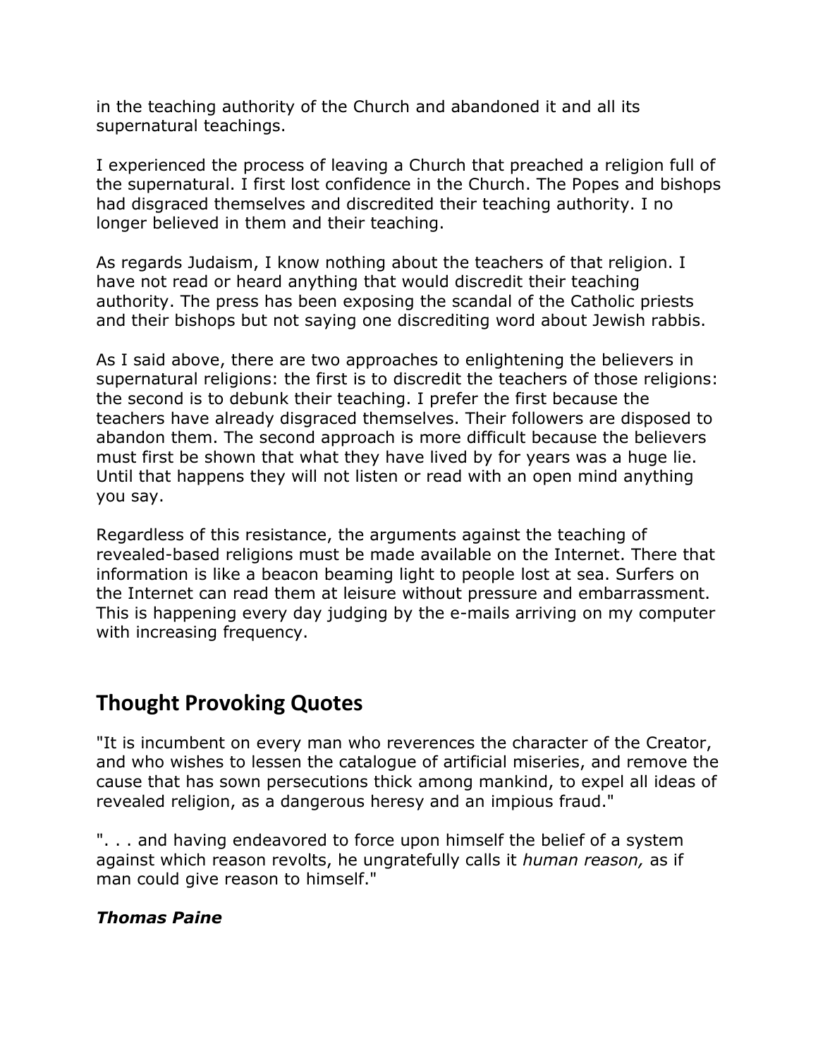in the teaching authority of the Church and abandoned it and all its supernatural teachings.

I experienced the process of leaving a Church that preached a religion full of the supernatural. I first lost confidence in the Church. The Popes and bishops had disgraced themselves and discredited their teaching authority. I no longer believed in them and their teaching.

As regards Judaism, I know nothing about the teachers of that religion. I have not read or heard anything that would discredit their teaching authority. The press has been exposing the scandal of the Catholic priests and their bishops but not saying one discrediting word about Jewish rabbis.

As I said above, there are two approaches to enlightening the believers in supernatural religions: the first is to discredit the teachers of those religions: the second is to debunk their teaching. I prefer the first because the teachers have already disgraced themselves. Their followers are disposed to abandon them. The second approach is more difficult because the believers must first be shown that what they have lived by for years was a huge lie. Until that happens they will not listen or read with an open mind anything you say.

Regardless of this resistance, the arguments against the teaching of revealed-based religions must be made available on the Internet. There that information is like a beacon beaming light to people lost at sea. Surfers on the Internet can read them at leisure without pressure and embarrassment. This is happening every day judging by the e-mails arriving on my computer with increasing frequency.

## Thought Provoking Quotes

"It is incumbent on every man who reverences the character of the Creator, and who wishes to lessen the catalogue of artificial miseries, and remove the cause that has sown persecutions thick among mankind, to expel all ideas of revealed religion, as a dangerous heresy and an impious fraud."

". . . and having endeavored to force upon himself the belief of a system against which reason revolts, he ungratefully calls it *human reason,* as if man could give reason to himself."

***Thomas Paine***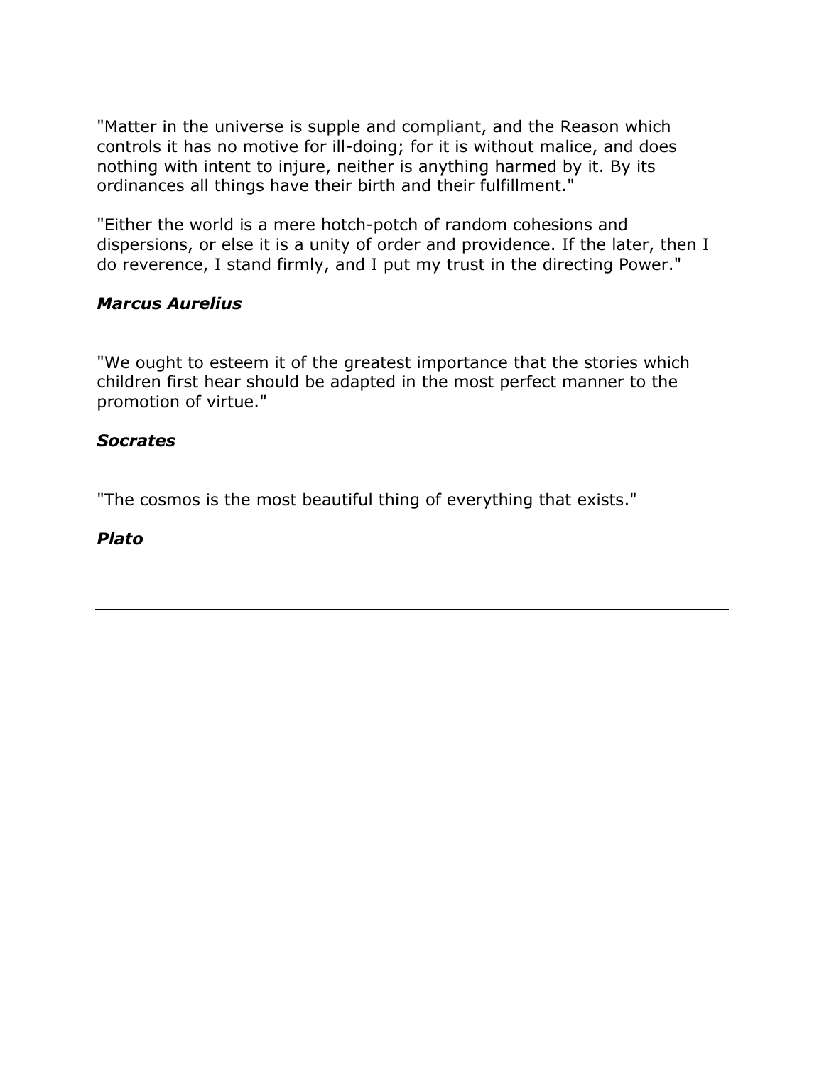"Matter in the universe is supple and compliant, and the Reason which controls it has no motive for ill-doing; for it is without malice, and does nothing with intent to injure, neither is anything harmed by it. By its ordinances all things have their birth and their fulfillment."

"Either the world is a mere hotch-potch of random cohesions and dispersions, or else it is a unity of order and providence. If the later, then I do reverence, I stand firmly, and I put my trust in the directing Power."

***Marcus Aurelius***

"We ought to esteem it of the greatest importance that the stories which children first hear should be adapted in the most perfect manner to the promotion of virtue."

***Socrates***

"The cosmos is the most beautiful thing of everything that exists."

***Plato***

---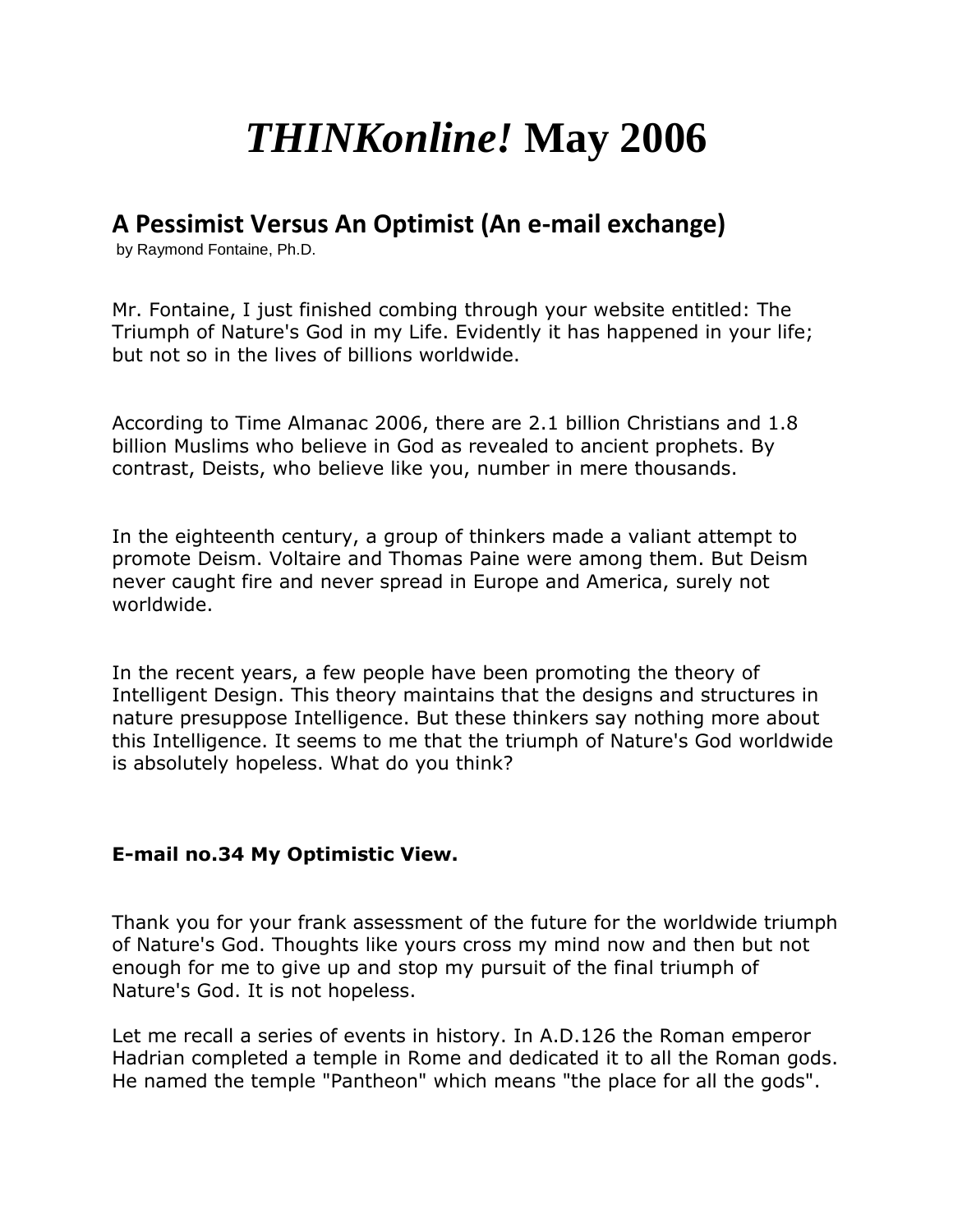# *THINKonline!* May 2006

## A Pessimist Versus An Optimist (An e-mail exchange)

by Raymond Fontaine, Ph.D.

Mr. Fontaine, I just finished combing through your website entitled: The Triumph of Nature's God in my Life. Evidently it has happened in your life; but not so in the lives of billions worldwide.

According to Time Almanac 2006, there are 2.1 billion Christians and 1.8 billion Muslims who believe in God as revealed to ancient prophets. By contrast, Deists, who believe like you, number in mere thousands.

In the eighteenth century, a group of thinkers made a valiant attempt to promote Deism. Voltaire and Thomas Paine were among them. But Deism never caught fire and never spread in Europe and America, surely not worldwide.

In the recent years, a few people have been promoting the theory of Intelligent Design. This theory maintains that the designs and structures in nature presuppose Intelligence. But these thinkers say nothing more about this Intelligence. It seems to me that the triumph of Nature's God worldwide is absolutely hopeless. What do you think?

**E-mail no.34 My Optimistic View.**

Thank you for your frank assessment of the future for the worldwide triumph of Nature's God. Thoughts like yours cross my mind now and then but not enough for me to give up and stop my pursuit of the final triumph of Nature's God. It is not hopeless.

Let me recall a series of events in history. In A.D.126 the Roman emperor Hadrian completed a temple in Rome and dedicated it to all the Roman gods. He named the temple "Pantheon" which means "the place for all the gods".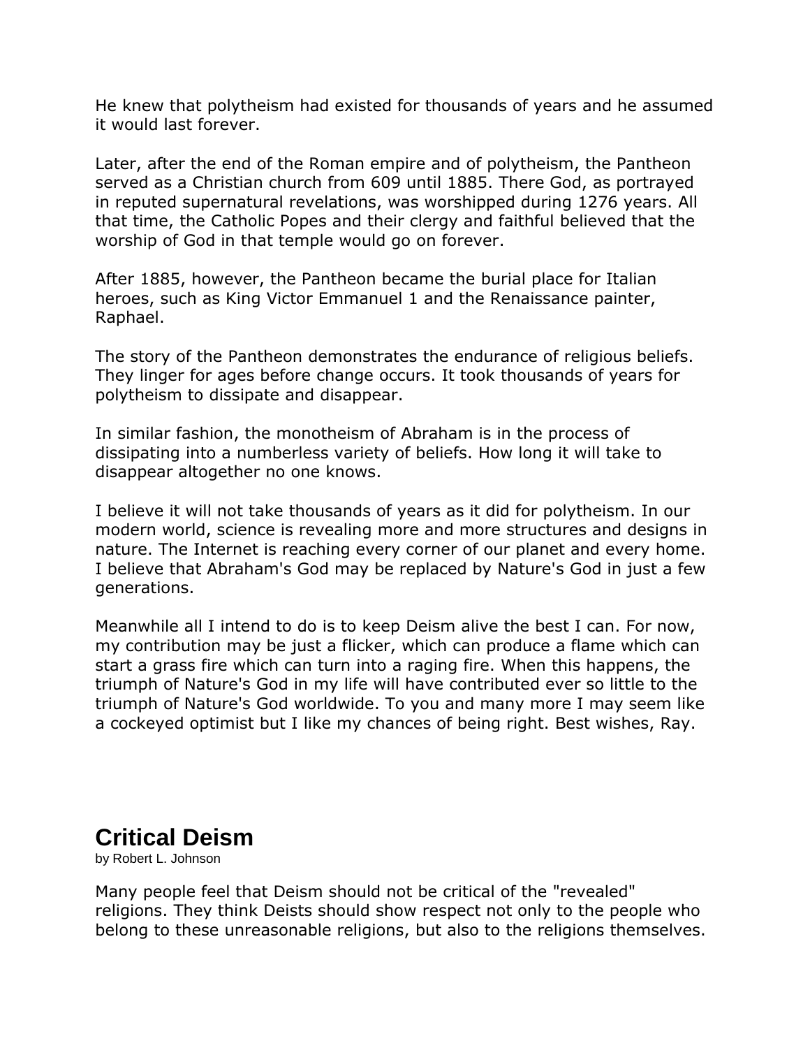He knew that polytheism had existed for thousands of years and he assumed it would last forever.

Later, after the end of the Roman empire and of polytheism, the Pantheon served as a Christian church from 609 until 1885. There God, as portrayed in reputed supernatural revelations, was worshipped during 1276 years. All that time, the Catholic Popes and their clergy and faithful believed that the worship of God in that temple would go on forever.

After 1885, however, the Pantheon became the burial place for Italian heroes, such as King Victor Emmanuel 1 and the Renaissance painter, Raphael.

The story of the Pantheon demonstrates the endurance of religious beliefs. They linger for ages before change occurs. It took thousands of years for polytheism to dissipate and disappear.

In similar fashion, the monotheism of Abraham is in the process of dissipating into a numberless variety of beliefs. How long it will take to disappear altogether no one knows.

I believe it will not take thousands of years as it did for polytheism. In our modern world, science is revealing more and more structures and designs in nature. The Internet is reaching every corner of our planet and every home. I believe that Abraham's God may be replaced by Nature's God in just a few generations.

Meanwhile all I intend to do is to keep Deism alive the best I can. For now, my contribution may be just a flicker, which can produce a flame which can start a grass fire which can turn into a raging fire. When this happens, the triumph of Nature's God in my life will have contributed ever so little to the triumph of Nature's God worldwide. To you and many more I may seem like a cockeyed optimist but I like my chances of being right. Best wishes, Ray.

## Critical Deism

by Robert L. Johnson

Many people feel that Deism should not be critical of the "revealed" religions. They think Deists should show respect not only to the people who belong to these unreasonable religions, but also to the religions themselves.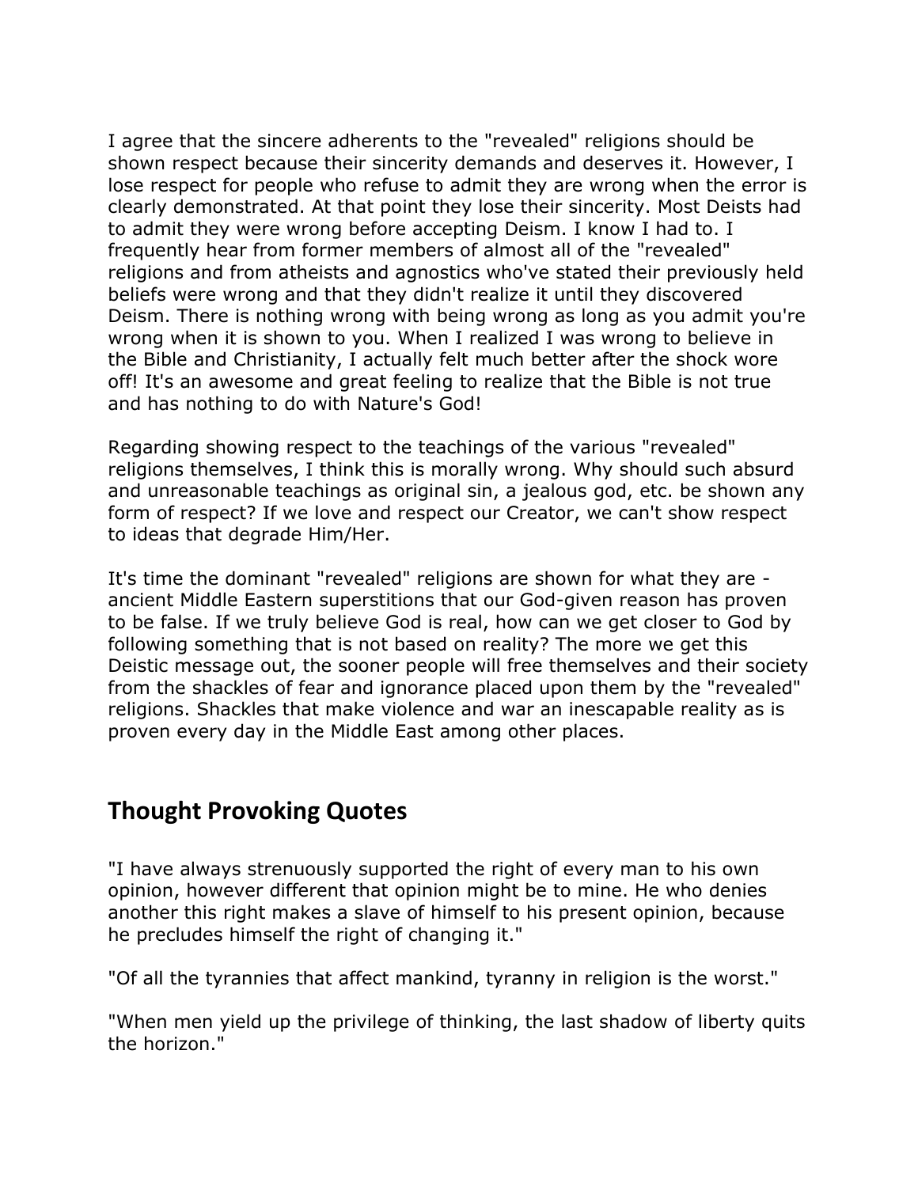I agree that the sincere adherents to the "revealed" religions should be shown respect because their sincerity demands and deserves it. However, I lose respect for people who refuse to admit they are wrong when the error is clearly demonstrated. At that point they lose their sincerity. Most Deists had to admit they were wrong before accepting Deism. I know I had to. I frequently hear from former members of almost all of the "revealed" religions and from atheists and agnostics who've stated their previously held beliefs were wrong and that they didn't realize it until they discovered Deism. There is nothing wrong with being wrong as long as you admit you're wrong when it is shown to you. When I realized I was wrong to believe in the Bible and Christianity, I actually felt much better after the shock wore off! It's an awesome and great feeling to realize that the Bible is not true and has nothing to do with Nature's God!

Regarding showing respect to the teachings of the various "revealed" religions themselves, I think this is morally wrong. Why should such absurd and unreasonable teachings as original sin, a jealous god, etc. be shown any form of respect? If we love and respect our Creator, we can't show respect to ideas that degrade Him/Her.

It's time the dominant "revealed" religions are shown for what they are - ancient Middle Eastern superstitions that our God-given reason has proven to be false. If we truly believe God is real, how can we get closer to God by following something that is not based on reality? The more we get this Deistic message out, the sooner people will free themselves and their society from the shackles of fear and ignorance placed upon them by the "revealed" religions. Shackles that make violence and war an inescapable reality as is proven every day in the Middle East among other places.

## Thought Provoking Quotes

"I have always strenuously supported the right of every man to his own opinion, however different that opinion might be to mine. He who denies another this right makes a slave of himself to his present opinion, because he precludes himself the right of changing it."

"Of all the tyrannies that affect mankind, tyranny in religion is the worst."

"When men yield up the privilege of thinking, the last shadow of liberty quits the horizon."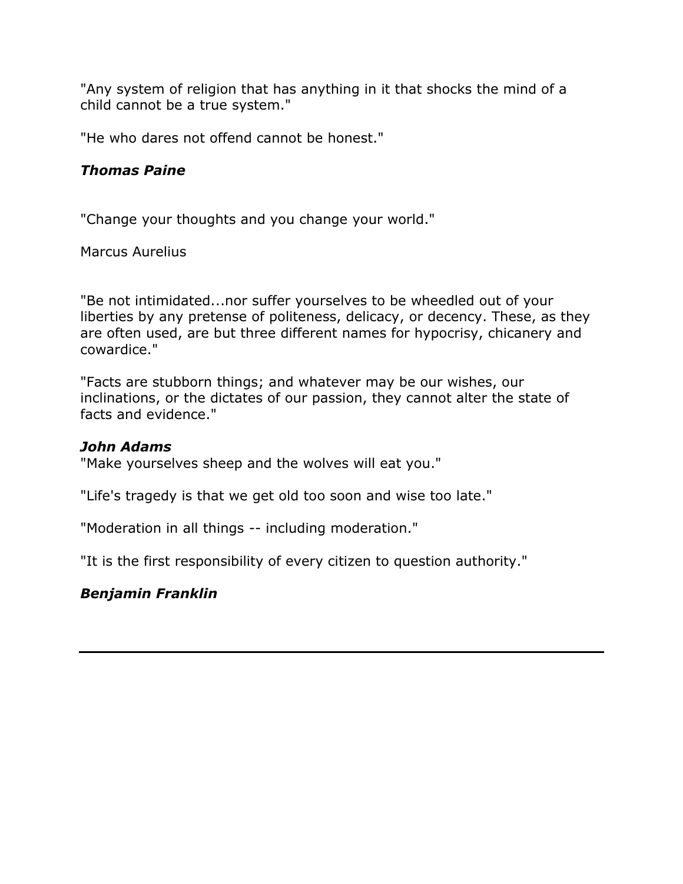"Any system of religion that has anything in it that shocks the mind of a child cannot be a true system."

"He who dares not offend cannot be honest."

***Thomas Paine***

"Change your thoughts and you change your world."

Marcus Aurelius

"Be not intimidated...nor suffer yourselves to be wheedled out of your liberties by any pretense of politeness, delicacy, or decency. These, as they are often used, are but three different names for hypocrisy, chicanery and cowardice."

"Facts are stubborn things; and whatever may be our wishes, our inclinations, or the dictates of our passion, they cannot alter the state of facts and evidence."

***John Adams***

"Make yourselves sheep and the wolves will eat you."

"Life's tragedy is that we get old too soon and wise too late."

"Moderation in all things -- including moderation."

"It is the first responsibility of every citizen to question authority."

***Benjamin Franklin***

---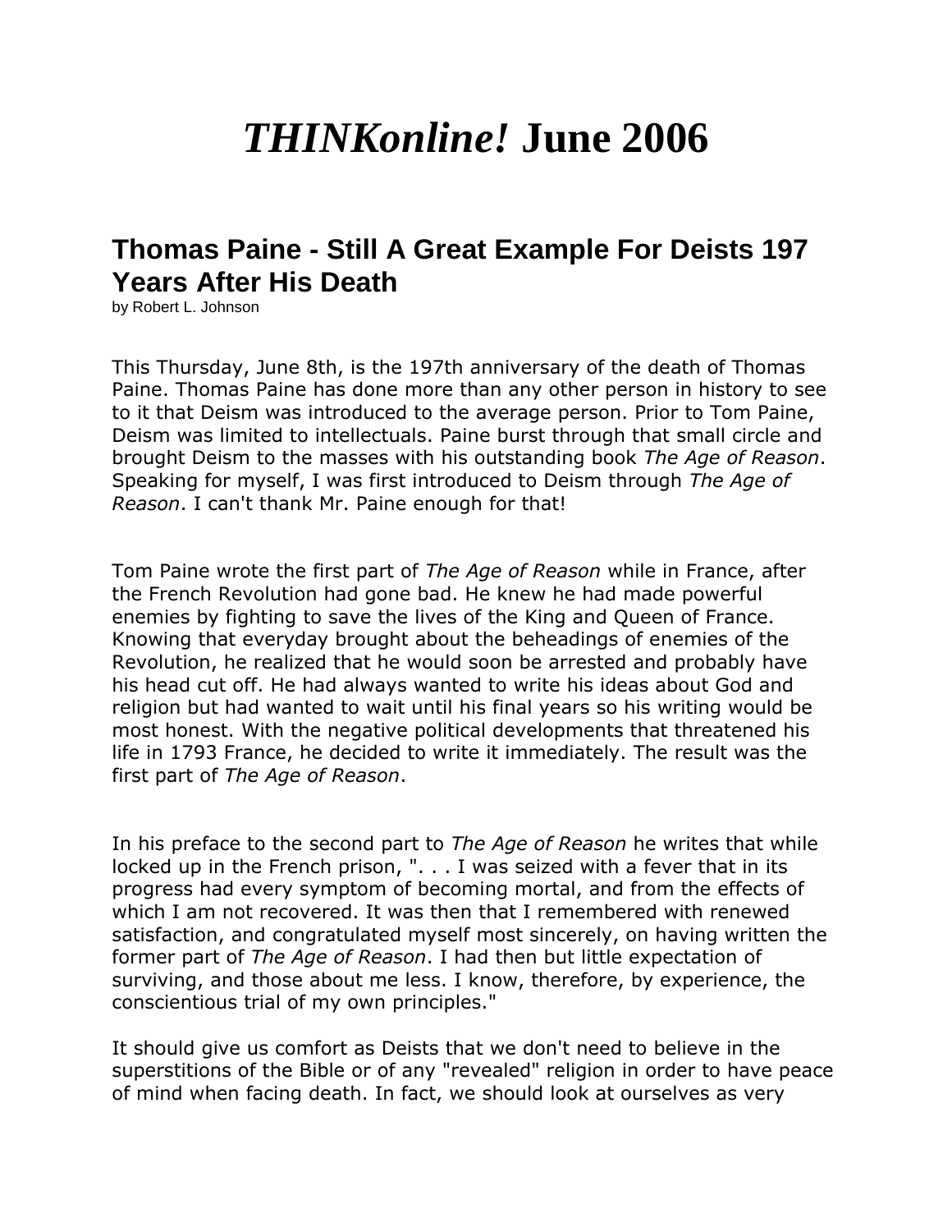# *THINKonline!* June 2006

## Thomas Paine - Still A Great Example For Deists 197 Years After His Death

by Robert L. Johnson

This Thursday, June 8th, is the 197th anniversary of the death of Thomas Paine. Thomas Paine has done more than any other person in history to see to it that Deism was introduced to the average person. Prior to Tom Paine, Deism was limited to intellectuals. Paine burst through that small circle and brought Deism to the masses with his outstanding book *The Age of Reason*. Speaking for myself, I was first introduced to Deism through *The Age of Reason*. I can't thank Mr. Paine enough for that!

Tom Paine wrote the first part of *The Age of Reason* while in France, after the French Revolution had gone bad. He knew he had made powerful enemies by fighting to save the lives of the King and Queen of France. Knowing that everyday brought about the beheadings of enemies of the Revolution, he realized that he would soon be arrested and probably have his head cut off. He had always wanted to write his ideas about God and religion but had wanted to wait until his final years so his writing would be most honest. With the negative political developments that threatened his life in 1793 France, he decided to write it immediately. The result was the first part of *The Age of Reason*.

In his preface to the second part to *The Age of Reason* he writes that while locked up in the French prison, ". . . I was seized with a fever that in its progress had every symptom of becoming mortal, and from the effects of which I am not recovered. It was then that I remembered with renewed satisfaction, and congratulated myself most sincerely, on having written the former part of *The Age of Reason*. I had then but little expectation of surviving, and those about me less. I know, therefore, by experience, the conscientious trial of my own principles."

It should give us comfort as Deists that we don't need to believe in the superstitions of the Bible or of any "revealed" religion in order to have peace of mind when facing death. In fact, we should look at ourselves as very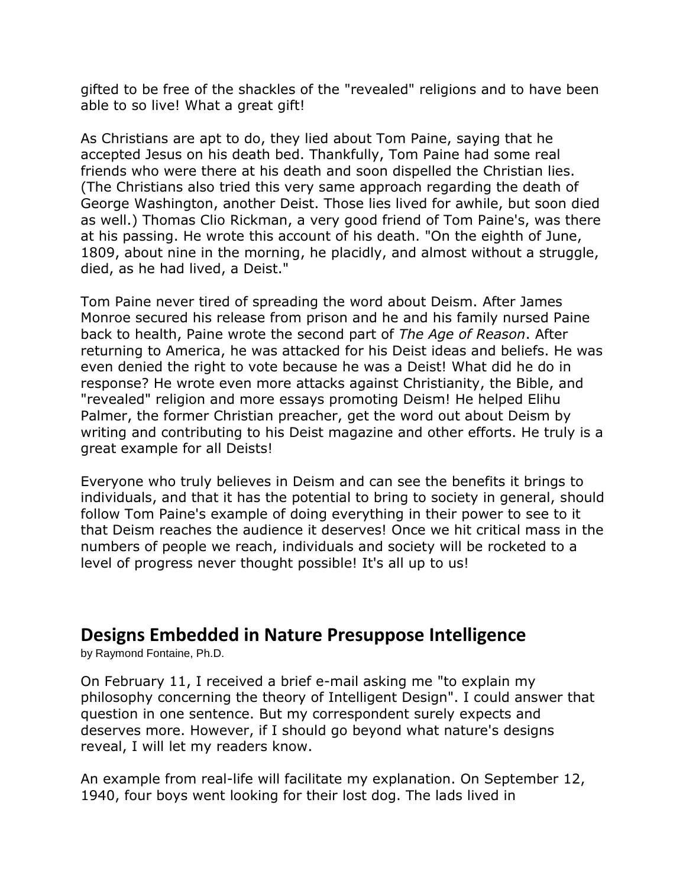gifted to be free of the shackles of the "revealed" religions and to have been able to so live! What a great gift!

As Christians are apt to do, they lied about Tom Paine, saying that he accepted Jesus on his death bed. Thankfully, Tom Paine had some real friends who were there at his death and soon dispelled the Christian lies. (The Christians also tried this very same approach regarding the death of George Washington, another Deist. Those lies lived for awhile, but soon died as well.) Thomas Clio Rickman, a very good friend of Tom Paine's, was there at his passing. He wrote this account of his death. "On the eighth of June, 1809, about nine in the morning, he placidly, and almost without a struggle, died, as he had lived, a Deist."

Tom Paine never tired of spreading the word about Deism. After James Monroe secured his release from prison and he and his family nursed Paine back to health, Paine wrote the second part of *The Age of Reason*. After returning to America, he was attacked for his Deist ideas and beliefs. He was even denied the right to vote because he was a Deist! What did he do in response? He wrote even more attacks against Christianity, the Bible, and "revealed" religion and more essays promoting Deism! He helped Elihu Palmer, the former Christian preacher, get the word out about Deism by writing and contributing to his Deist magazine and other efforts. He truly is a great example for all Deists!

Everyone who truly believes in Deism and can see the benefits it brings to individuals, and that it has the potential to bring to society in general, should follow Tom Paine's example of doing everything in their power to see to it that Deism reaches the audience it deserves! Once we hit critical mass in the numbers of people we reach, individuals and society will be rocketed to a level of progress never thought possible! It's all up to us!

## Designs Embedded in Nature Presuppose Intelligence

by Raymond Fontaine, Ph.D.

On February 11, I received a brief e-mail asking me "to explain my philosophy concerning the theory of Intelligent Design". I could answer that question in one sentence. But my correspondent surely expects and deserves more. However, if I should go beyond what nature's designs reveal, I will let my readers know.

An example from real-life will facilitate my explanation. On September 12, 1940, four boys went looking for their lost dog. The lads lived in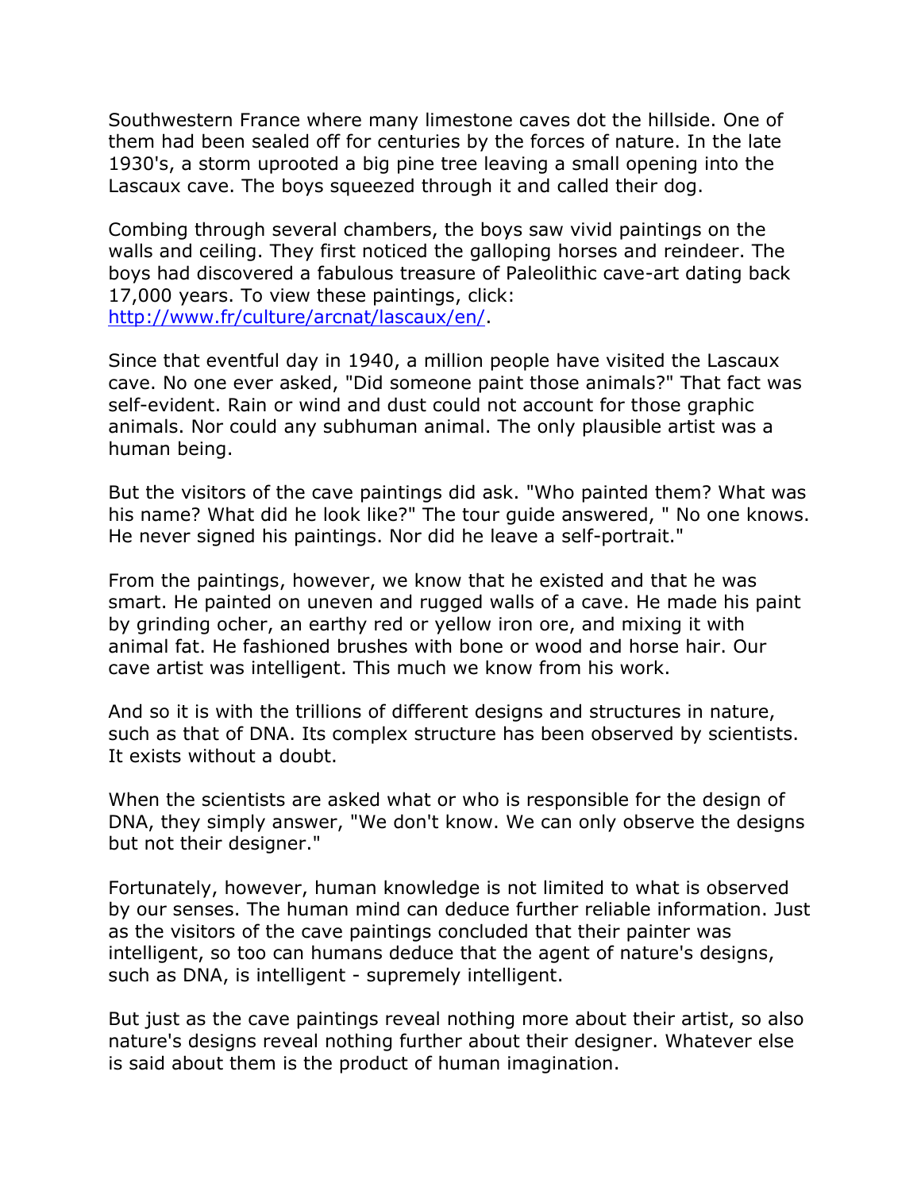Southwestern France where many limestone caves dot the hillside. One of them had been sealed off for centuries by the forces of nature. In the late 1930's, a storm uprooted a big pine tree leaving a small opening into the Lascaux cave. The boys squeezed through it and called their dog.

Combing through several chambers, the boys saw vivid paintings on the walls and ceiling. They first noticed the galloping horses and reindeer. The boys had discovered a fabulous treasure of Paleolithic cave-art dating back 17,000 years. To view these paintings, click: [http://www.fr/culture/arcnat/lascaux/en/](http://www.fr/culture/arcnat/lascaux/en/).

Since that eventful day in 1940, a million people have visited the Lascaux cave. No one ever asked, "Did someone paint those animals?" That fact was self-evident. Rain or wind and dust could not account for those graphic animals. Nor could any subhuman animal. The only plausible artist was a human being.

But the visitors of the cave paintings did ask. "Who painted them? What was his name? What did he look like?" The tour guide answered, " No one knows. He never signed his paintings. Nor did he leave a self-portrait."

From the paintings, however, we know that he existed and that he was smart. He painted on uneven and rugged walls of a cave. He made his paint by grinding ocher, an earthy red or yellow iron ore, and mixing it with animal fat. He fashioned brushes with bone or wood and horse hair. Our cave artist was intelligent. This much we know from his work.

And so it is with the trillions of different designs and structures in nature, such as that of DNA. Its complex structure has been observed by scientists. It exists without a doubt.

When the scientists are asked what or who is responsible for the design of DNA, they simply answer, "We don't know. We can only observe the designs but not their designer."

Fortunately, however, human knowledge is not limited to what is observed by our senses. The human mind can deduce further reliable information. Just as the visitors of the cave paintings concluded that their painter was intelligent, so too can humans deduce that the agent of nature's designs, such as DNA, is intelligent - supremely intelligent.

But just as the cave paintings reveal nothing more about their artist, so also nature's designs reveal nothing further about their designer. Whatever else is said about them is the product of human imagination.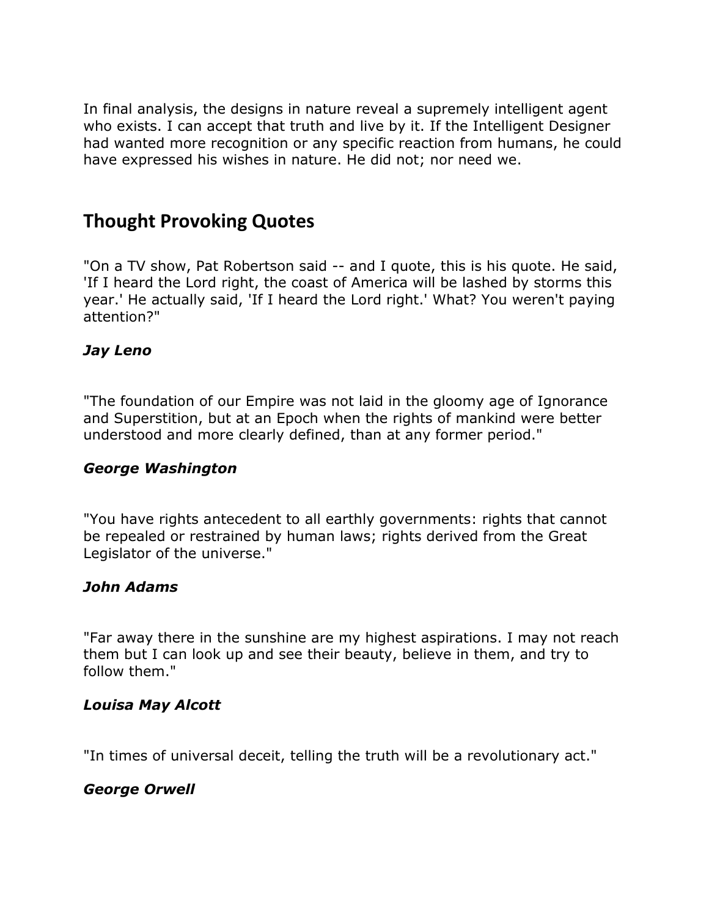In final analysis, the designs in nature reveal a supremely intelligent agent who exists. I can accept that truth and live by it. If the Intelligent Designer had wanted more recognition or any specific reaction from humans, he could have expressed his wishes in nature. He did not; nor need we.

## Thought Provoking Quotes

"On a TV show, Pat Robertson said -- and I quote, this is his quote. He said, 'If I heard the Lord right, the coast of America will be lashed by storms this year.' He actually said, 'If I heard the Lord right.' What? You weren't paying attention?"

***Jay Leno***

"The foundation of our Empire was not laid in the gloomy age of Ignorance and Superstition, but at an Epoch when the rights of mankind were better understood and more clearly defined, than at any former period."

***George Washington***

"You have rights antecedent to all earthly governments: rights that cannot be repealed or restrained by human laws; rights derived from the Great Legislator of the universe."

***John Adams***

"Far away there in the sunshine are my highest aspirations. I may not reach them but I can look up and see their beauty, believe in them, and try to follow them."

***Louisa May Alcott***

"In times of universal deceit, telling the truth will be a revolutionary act."

***George Orwell***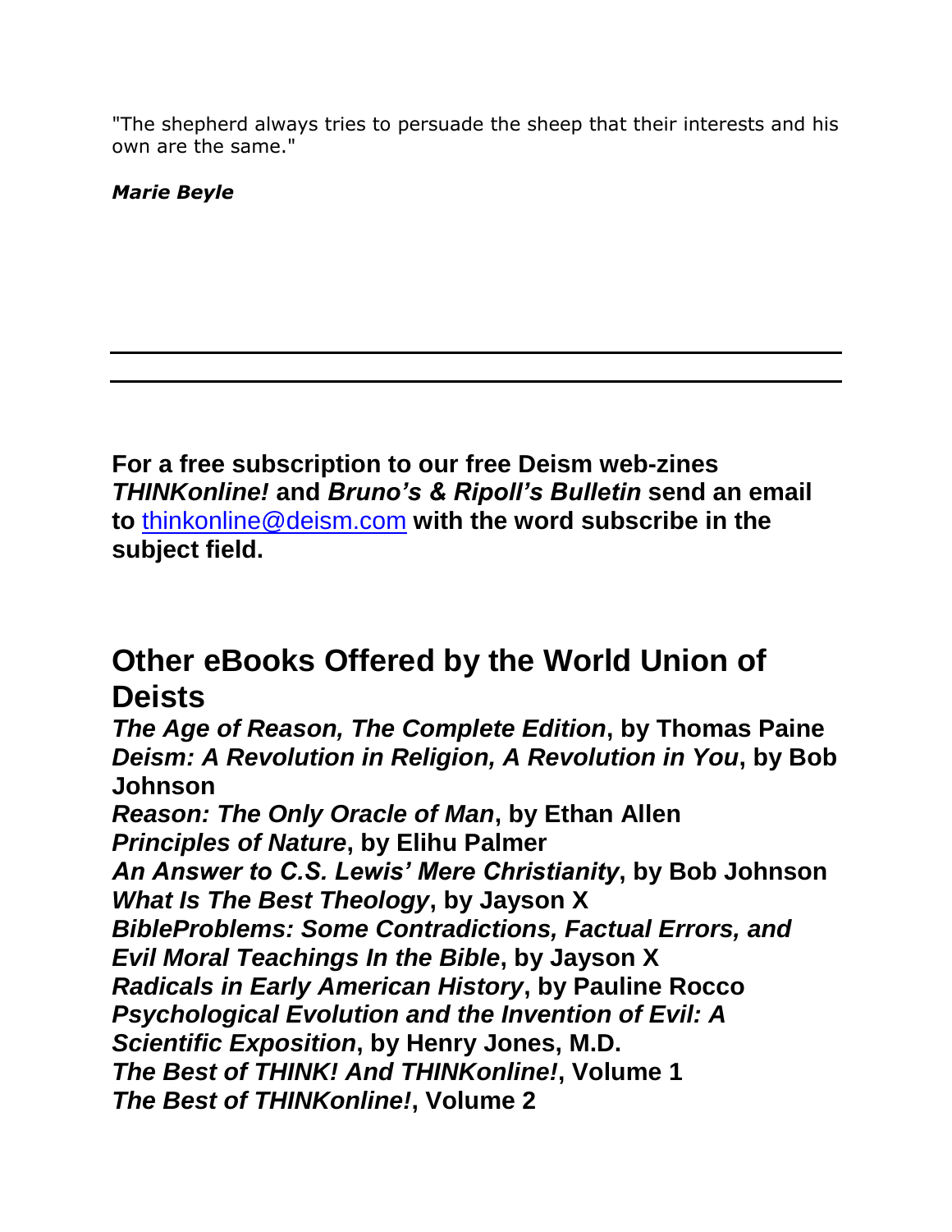"The shepherd always tries to persuade the sheep that their interests and his own are the same."

***Marie Beyle***

---

---

**For a free subscription to our free Deism web-zines *THINKonline!* and *Bruno's & Ripoll's Bulletin* send an email to [thinkonline@deism.com](mailto:thinkonline@deism.com) with the word subscribe in the subject field.**

## Other eBooks Offered by the World Union of Deists

***The Age of Reason, The Complete Edition*, by Thomas Paine**
***Deism: A Revolution in Religion, A Revolution in You*, by Bob Johnson**
***Reason: The Only Oracle of Man*, by Ethan Allen**
***Principles of Nature*, by Elihu Palmer**
***An Answer to C.S. Lewis' Mere Christianity*, by Bob Johnson**
***What Is The Best Theology*, by Jayson X**
***BibleProblems: Some Contradictions, Factual Errors, and Evil Moral Teachings In the Bible*, by Jayson X**
***Radicals in Early American History*, by Pauline Rocco**
***Psychological Evolution and the Invention of Evil: A Scientific Exposition*, by Henry Jones, M.D.**
***The Best of THINK! And THINKonline!*, Volume 1**
***The Best of THINKonline!*, Volume 2**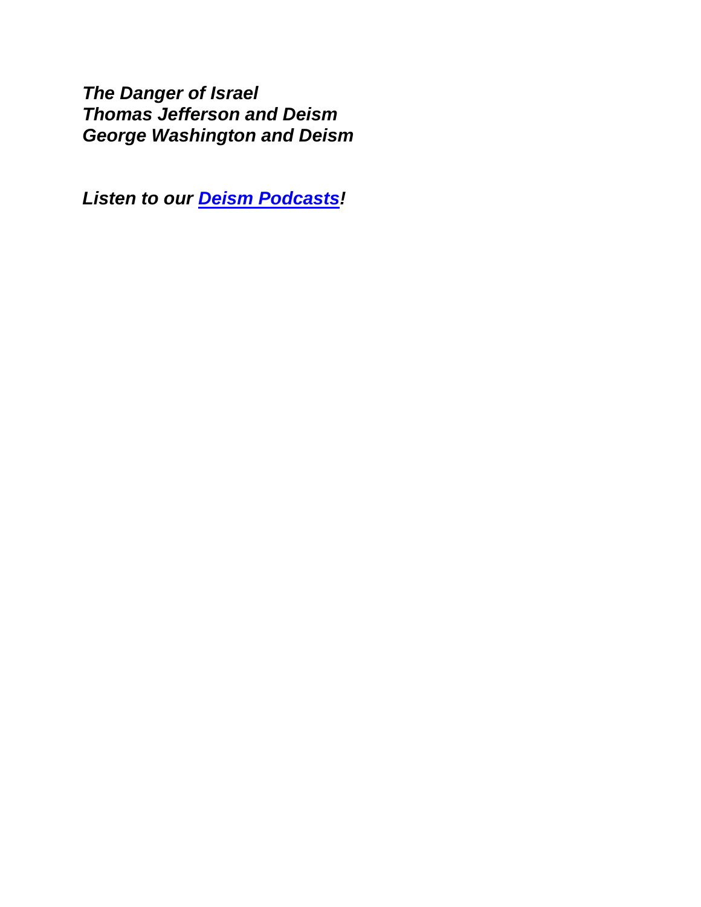***The Danger of Israel***
***Thomas Jefferson and Deism***
***George Washington and Deism***

***Listen to our Deism Podcasts!***